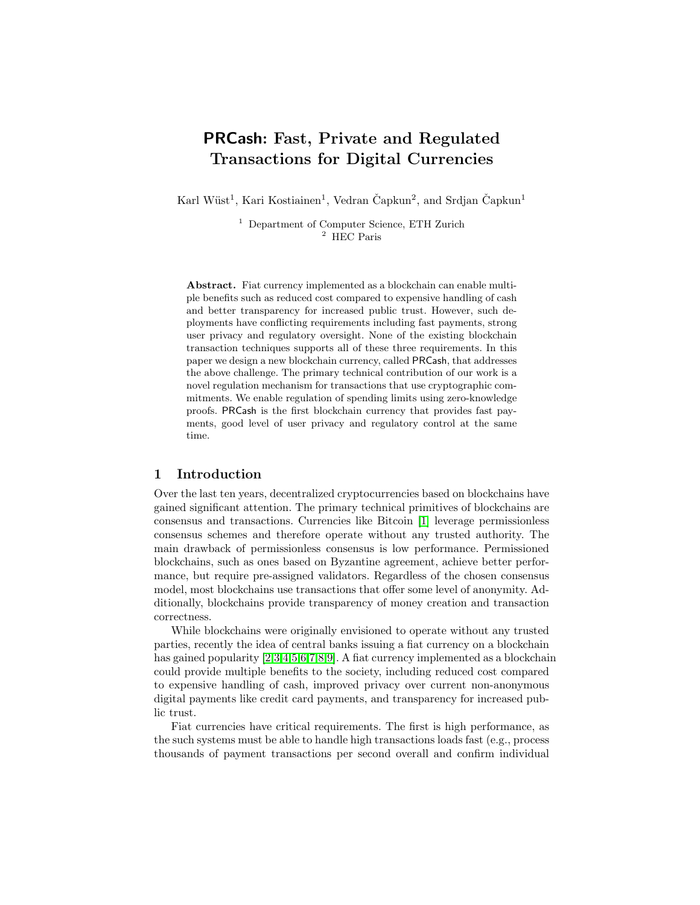# PRCash: Fast, Private and Regulated Transactions for Digital Currencies

Karl Wüst[1], Kari Kostiainen[1], Vedran Čapkun[2], and Srdjan Čapkun[1]

[1] Department of Computer Science, ETH Zurich
[2] HEC Paris

**Abstract.** Fiat currency implemented as a blockchain can enable multiple benefits such as reduced cost compared to expensive handling of cash and better transparency for increased public trust. However, such deployments have conflicting requirements including fast payments, strong user privacy and regulatory oversight. None of the existing blockchain transaction techniques supports all of these three requirements. In this paper we design a new blockchain currency, called PRCash, that addresses the above challenge. The primary technical contribution of our work is a novel regulation mechanism for transactions that use cryptographic commitments. We enable regulation of spending limits using zero-knowledge proofs. PRCash is the first blockchain currency that provides fast payments, good level of user privacy and regulatory control at the same time.

## 1 Introduction

Over the last ten years, decentralized cryptocurrencies based on blockchains have gained significant attention. The primary technical primitives of blockchains are consensus and transactions. Currencies like Bitcoin [1] leverage permissionless consensus schemes and therefore operate without any trusted authority. The main drawback of permissionless consensus is low performance. Permissioned blockchains, such as ones based on Byzantine agreement, achieve better performance, but require pre-assigned validators. Regardless of the chosen consensus model, most blockchains use transactions that offer some level of anonymity. Additionally, blockchains provide transparency of money creation and transaction correctness.

While blockchains were originally envisioned to operate without any trusted parties, recently the idea of central banks issuing a fiat currency on a blockchain has gained popularity [2,3,4,5,6,7,8,9]. A fiat currency implemented as a blockchain could provide multiple benefits to the society, including reduced cost compared to expensive handling of cash, improved privacy over current non-anonymous digital payments like credit card payments, and transparency for increased public trust.

Fiat currencies have critical requirements. The first is high performance, as the such systems must be able to handle high transactions loads fast (e.g., process thousands of payment transactions per second overall and confirm individual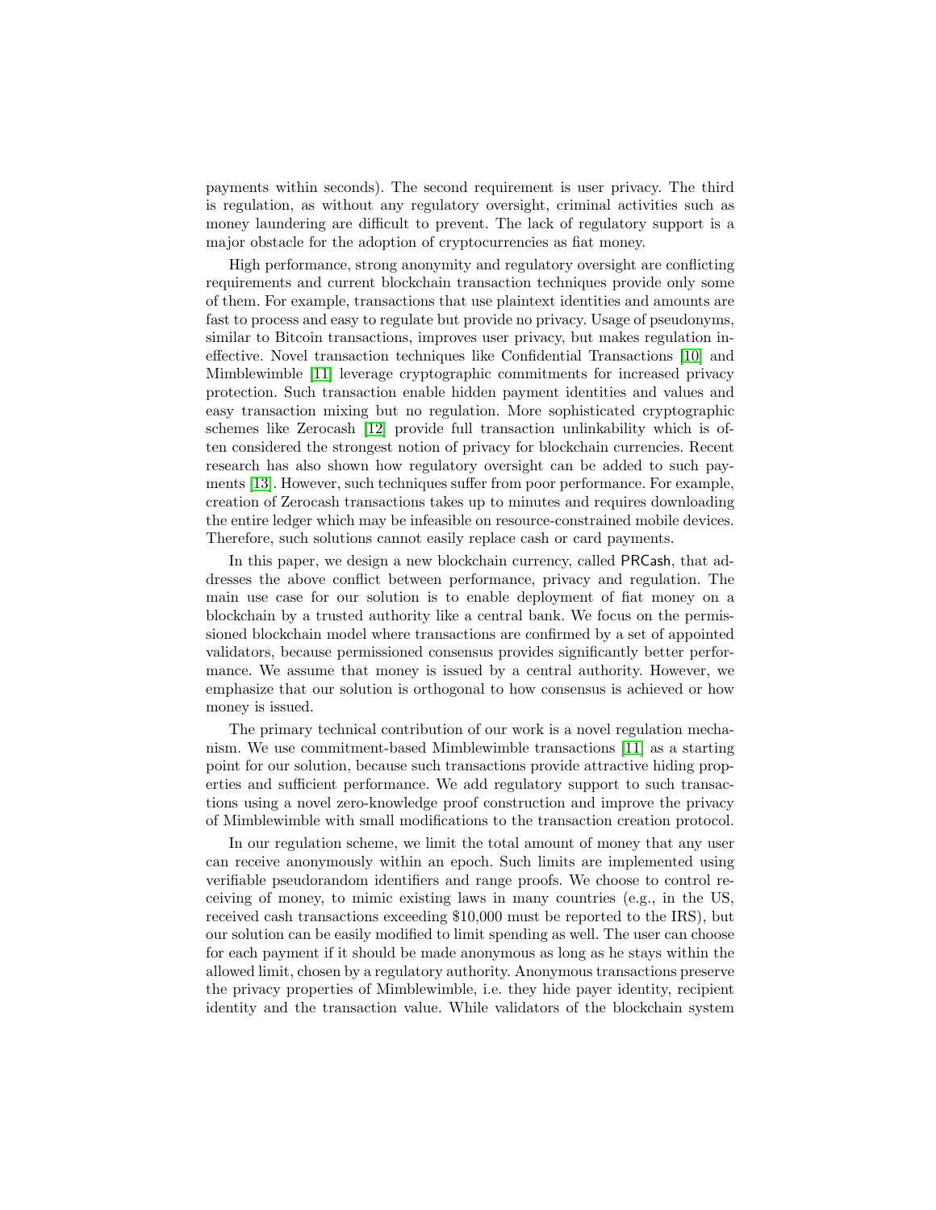payments within seconds). The second requirement is user privacy. The third is regulation, as without any regulatory oversight, criminal activities such as money laundering are difficult to prevent. The lack of regulatory support is a major obstacle for the adoption of cryptocurrencies as fiat money.

High performance, strong anonymity and regulatory oversight are conflicting requirements and current blockchain transaction techniques provide only some of them. For example, transactions that use plaintext identities and amounts are fast to process and easy to regulate but provide no privacy. Usage of pseudonyms, similar to Bitcoin transactions, improves user privacy, but makes regulation ineffective. Novel transaction techniques like Confidential Transactions [10] and Mimblewimble [11] leverage cryptographic commitments for increased privacy protection. Such transaction enable hidden payment identities and values and easy transaction mixing but no regulation. More sophisticated cryptographic schemes like Zerocash [12] provide full transaction unlinkability which is often considered the strongest notion of privacy for blockchain currencies. Recent research has also shown how regulatory oversight can be added to such payments [13]. However, such techniques suffer from poor performance. For example, creation of Zerocash transactions takes up to minutes and requires downloading the entire ledger which may be infeasible on resource-constrained mobile devices. Therefore, such solutions cannot easily replace cash or card payments.

In this paper, we design a new blockchain currency, called PRCash, that addresses the above conflict between performance, privacy and regulation. The main use case for our solution is to enable deployment of fiat money on a blockchain by a trusted authority like a central bank. We focus on the permissioned blockchain model where transactions are confirmed by a set of appointed validators, because permissioned consensus provides significantly better performance. We assume that money is issued by a central authority. However, we emphasize that our solution is orthogonal to how consensus is achieved or how money is issued.

The primary technical contribution of our work is a novel regulation mechanism. We use commitment-based Mimblewimble transactions [11] as a starting point for our solution, because such transactions provide attractive hiding properties and sufficient performance. We add regulatory support to such transactions using a novel zero-knowledge proof construction and improve the privacy of Mimblewimble with small modifications to the transaction creation protocol.

In our regulation scheme, we limit the total amount of money that any user can receive anonymously within an epoch. Such limits are implemented using verifiable pseudorandom identifiers and range proofs. We choose to control receiving of money, to mimic existing laws in many countries (e.g., in the US, received cash transactions exceeding $10,000 must be reported to the IRS), but our solution can be easily modified to limit spending as well. The user can choose for each payment if it should be made anonymous as long as he stays within the allowed limit, chosen by a regulatory authority. Anonymous transactions preserve the privacy properties of Mimblewimble, i.e. they hide payer identity, recipient identity and the transaction value. While validators of the blockchain system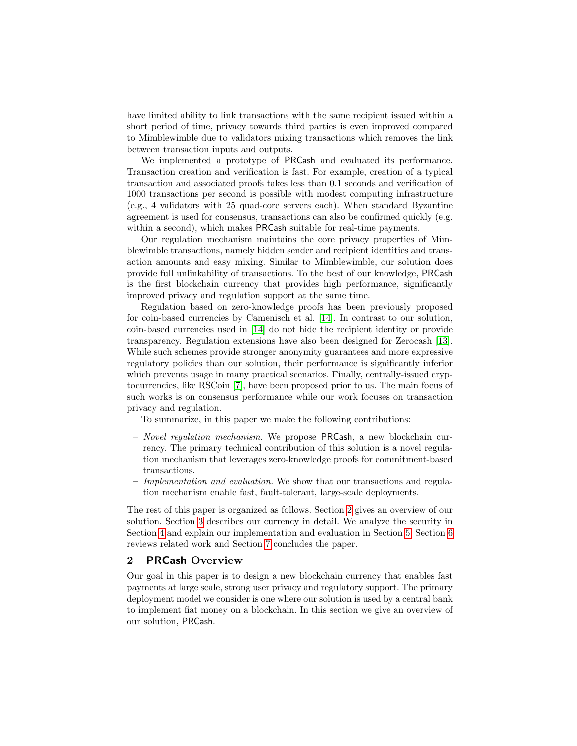have limited ability to link transactions with the same recipient issued within a short period of time, privacy towards third parties is even improved compared to Mimblewimble due to validators mixing transactions which removes the link between transaction inputs and outputs.

We implemented a prototype of PRCash and evaluated its performance. Transaction creation and verification is fast. For example, creation of a typical transaction and associated proofs takes less than 0.1 seconds and verification of 1000 transactions per second is possible with modest computing infrastructure (e.g., 4 validators with 25 quad-core servers each). When standard Byzantine agreement is used for consensus, transactions can also be confirmed quickly (e.g. within a second), which makes PRCash suitable for real-time payments.

Our regulation mechanism maintains the core privacy properties of Mimblewimble transactions, namely hidden sender and recipient identities and transaction amounts and easy mixing. Similar to Mimblewimble, our solution does provide full unlinkability of transactions. To the best of our knowledge, PRCash is the first blockchain currency that provides high performance, significantly improved privacy and regulation support at the same time.

Regulation based on zero-knowledge proofs has been previously proposed for coin-based currencies by Camenisch et al. [14]. In contrast to our solution, coin-based currencies used in [14] do not hide the recipient identity or provide transparency. Regulation extensions have also been designed for Zerocash [13]. While such schemes provide stronger anonymity guarantees and more expressive regulatory policies than our solution, their performance is significantly inferior which prevents usage in many practical scenarios. Finally, centrally-issued cryptocurrencies, like RSCoin [7], have been proposed prior to us. The main focus of such works is on consensus performance while our work focuses on transaction privacy and regulation.

To summarize, in this paper we make the following contributions:

- *Novel regulation mechanism.* We propose PRCash, a new blockchain currency. The primary technical contribution of this solution is a novel regulation mechanism that leverages zero-knowledge proofs for commitment-based transactions.
- *Implementation and evaluation.* We show that our transactions and regulation mechanism enable fast, fault-tolerant, large-scale deployments.

The rest of this paper is organized as follows. Section 2 gives an overview of our solution. Section 3 describes our currency in detail. We analyze the security in Section 4 and explain our implementation and evaluation in Section 5. Section 6 reviews related work and Section 7 concludes the paper.

## 2 PRCash Overview

Our goal in this paper is to design a new blockchain currency that enables fast payments at large scale, strong user privacy and regulatory support. The primary deployment model we consider is one where our solution is used by a central bank to implement fiat money on a blockchain. In this section we give an overview of our solution, PRCash.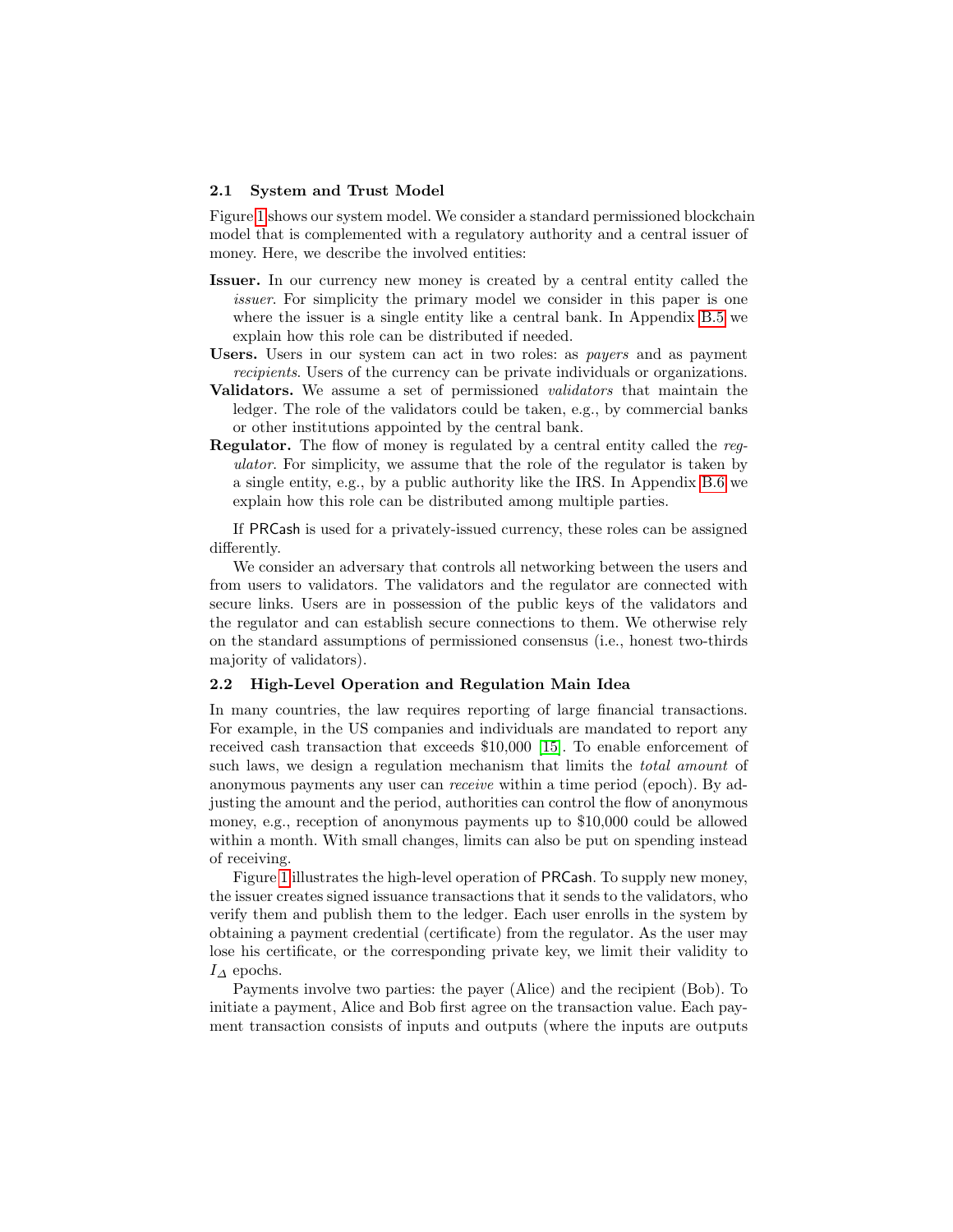### 2.1 System and Trust Model

Figure 1 shows our system model. We consider a standard permissioned blockchain model that is complemented with a regulatory authority and a central issuer of money. Here, we describe the involved entities:

**Issuer.** In our currency new money is created by a central entity called the *issuer*. For simplicity the primary model we consider in this paper is one where the issuer is a single entity like a central bank. In Appendix B.5 we explain how this role can be distributed if needed.

**Users.** Users in our system can act in two roles: as *payers* and as payment *recipients*. Users of the currency can be private individuals or organizations.

**Validators.** We assume a set of permissioned *validators* that maintain the ledger. The role of the validators could be taken, e.g., by commercial banks or other institutions appointed by the central bank.

**Regulator.** The flow of money is regulated by a central entity called the *regulator*. For simplicity, we assume that the role of the regulator is taken by a single entity, e.g., by a public authority like the IRS. In Appendix B.6 we explain how this role can be distributed among multiple parties.

If PRCash is used for a privately-issued currency, these roles can be assigned differently.

We consider an adversary that controls all networking between the users and from users to validators. The validators and the regulator are connected with secure links. Users are in possession of the public keys of the validators and the regulator and can establish secure connections to them. We otherwise rely on the standard assumptions of permissioned consensus (i.e., honest two-thirds majority of validators).

### 2.2 High-Level Operation and Regulation Main Idea

In many countries, the law requires reporting of large financial transactions. For example, in the US companies and individuals are mandated to report any received cash transaction that exceeds \$10,000 [15]. To enable enforcement of such laws, we design a regulation mechanism that limits the *total amount* of anonymous payments any user can *receive* within a time period (epoch). By adjusting the amount and the period, authorities can control the flow of anonymous money, e.g., reception of anonymous payments up to \$10,000 could be allowed within a month. With small changes, limits can also be put on spending instead of receiving.

Figure 1 illustrates the high-level operation of PRCash. To supply new money, the issuer creates signed issuance transactions that it sends to the validators, who verify them and publish them to the ledger. Each user enrolls in the system by obtaining a payment credential (certificate) from the regulator. As the user may lose his certificate, or the corresponding private key, we limit their validity to $I_\Delta$ epochs.

Payments involve two parties: the payer (Alice) and the recipient (Bob). To initiate a payment, Alice and Bob first agree on the transaction value. Each payment transaction consists of inputs and outputs (where the inputs are outputs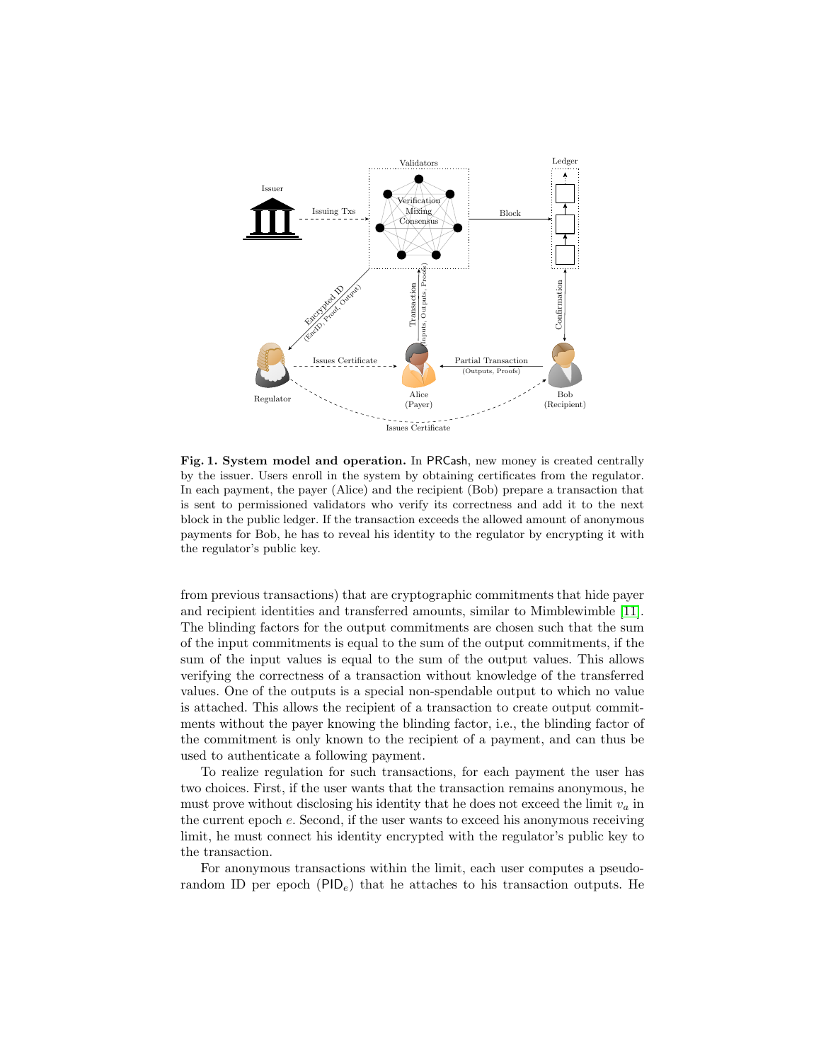Issuer

Issuing Txs

Validators

Verification
Mixing
Consensus

Block

Ledger

Encrypted ID
(EncID, Proof, Output)

Transaction
(Inputs, Outputs, Proofs)

Confirmation

Regulator

Issues Certificate

Alice
(Payer)

Partial Transaction
(Outputs, Proofs)

Bob
(Recipient)

Issues Certificate

**Fig. 1. System model and operation.** In PRCash, new money is created centrally by the issuer. Users enroll in the system by obtaining certificates from the regulator. In each payment, the payer (Alice) and the recipient (Bob) prepare a transaction that is sent to permissioned validators who verify its correctness and add it to the next block in the public ledger. If the transaction exceeds the allowed amount of anonymous payments for Bob, he has to reveal his identity to the regulator by encrypting it with the regulator's public key.

from previous transactions) that are cryptographic commitments that hide payer and recipient identities and transferred amounts, similar to Mimblewimble [11]. The blinding factors for the output commitments are chosen such that the sum of the input commitments is equal to the sum of the output commitments, if the sum of the input values is equal to the sum of the output values. This allows verifying the correctness of a transaction without knowledge of the transferred values. One of the outputs is a special non-spendable output to which no value is attached. This allows the recipient of a transaction to create output commitments without the payer knowing the blinding factor, i.e., the blinding factor of the commitment is only known to the recipient of a payment, and can thus be used to authenticate a following payment.

To realize regulation for such transactions, for each payment the user has two choices. First, if the user wants that the transaction remains anonymous, he must prove without disclosing his identity that he does not exceed the limit $v_a$ in the current epoch $e$. Second, if the user wants to exceed his anonymous receiving limit, he must connect his identity encrypted with the regulator's public key to the transaction.

For anonymous transactions within the limit, each user computes a pseudo-random ID per epoch ($\mathsf{PID}_e$) that he attaches to his transaction outputs. He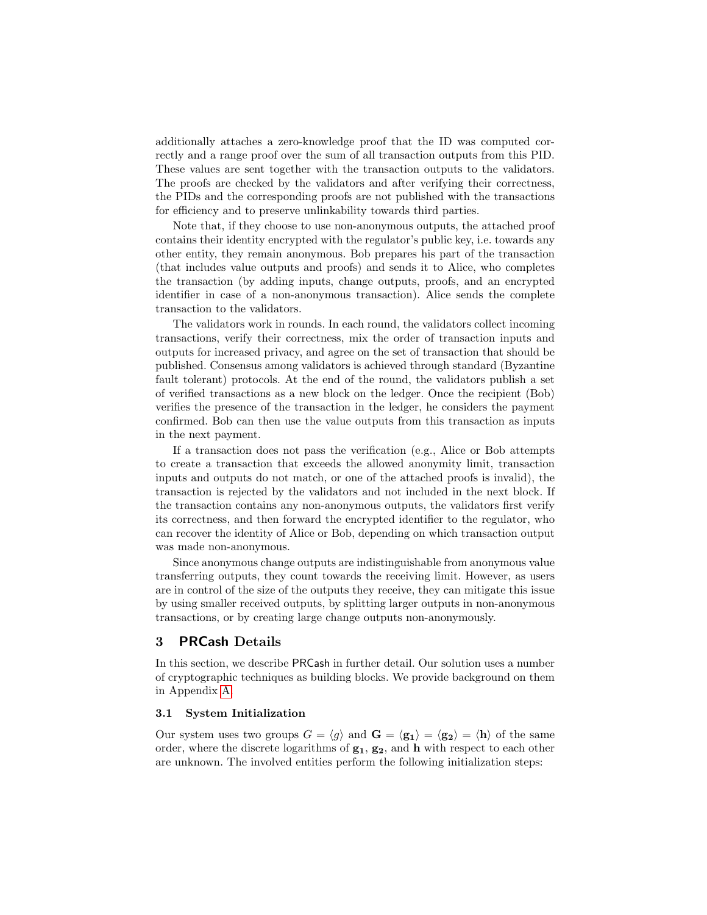additionally attaches a zero-knowledge proof that the ID was computed correctly and a range proof over the sum of all transaction outputs from this PID. These values are sent together with the transaction outputs to the validators. The proofs are checked by the validators and after verifying their correctness, the PIDs and the corresponding proofs are not published with the transactions for efficiency and to preserve unlinkability towards third parties.

Note that, if they choose to use non-anonymous outputs, the attached proof contains their identity encrypted with the regulator's public key, i.e. towards any other entity, they remain anonymous. Bob prepares his part of the transaction (that includes value outputs and proofs) and sends it to Alice, who completes the transaction (by adding inputs, change outputs, proofs, and an encrypted identifier in case of a non-anonymous transaction). Alice sends the complete transaction to the validators.

The validators work in rounds. In each round, the validators collect incoming transactions, verify their correctness, mix the order of transaction inputs and outputs for increased privacy, and agree on the set of transaction that should be published. Consensus among validators is achieved through standard (Byzantine fault tolerant) protocols. At the end of the round, the validators publish a set of verified transactions as a new block on the ledger. Once the recipient (Bob) verifies the presence of the transaction in the ledger, he considers the payment confirmed. Bob can then use the value outputs from this transaction as inputs in the next payment.

If a transaction does not pass the verification (e.g., Alice or Bob attempts to create a transaction that exceeds the allowed anonymity limit, transaction inputs and outputs do not match, or one of the attached proofs is invalid), the transaction is rejected by the validators and not included in the next block. If the transaction contains any non-anonymous outputs, the validators first verify its correctness, and then forward the encrypted identifier to the regulator, who can recover the identity of Alice or Bob, depending on which transaction output was made non-anonymous.

Since anonymous change outputs are indistinguishable from anonymous value transferring outputs, they count towards the receiving limit. However, as users are in control of the size of the outputs they receive, they can mitigate this issue by using smaller received outputs, by splitting larger outputs in non-anonymous transactions, or by creating large change outputs non-anonymously.

## 3 PRCash Details

In this section, we describe PRCash in further detail. Our solution uses a number of cryptographic techniques as building blocks. We provide background on them in Appendix A.

### 3.1 System Initialization

Our system uses two groups $G = \langle g \rangle$ and $\mathbf{G} = \langle \mathbf{g_1} \rangle = \langle \mathbf{g_2} \rangle = \langle \mathbf{h} \rangle$ of the same order, where the discrete logarithms of $\mathbf{g_1}$, $\mathbf{g_2}$, and $\mathbf{h}$ with respect to each other are unknown. The involved entities perform the following initialization steps: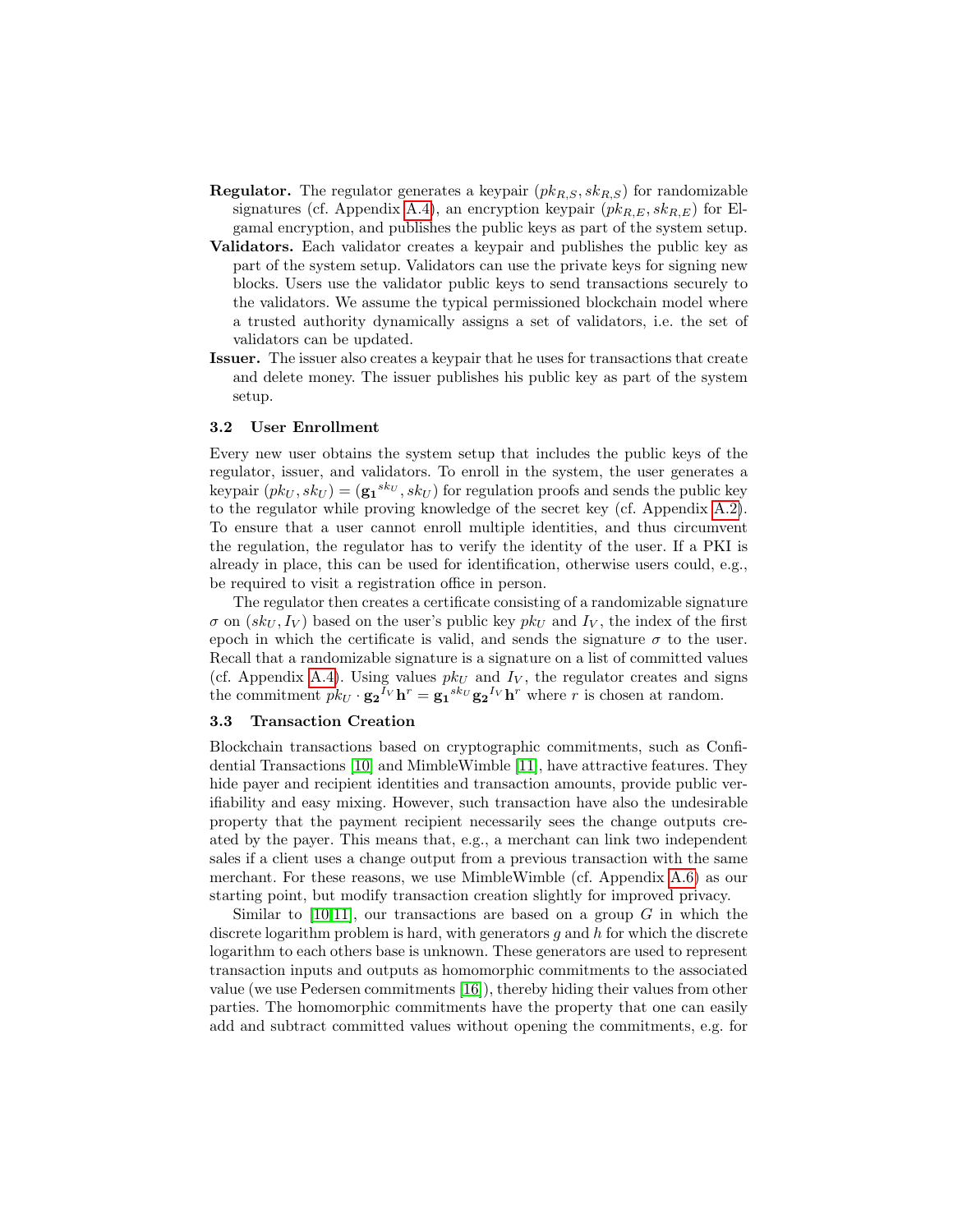**Regulator.** The regulator generates a keypair $(pk_{R,S}, sk_{R,S})$ for randomizable signatures (cf. Appendix A.4), an encryption keypair $(pk_{R,E}, sk_{R,E})$ for Elgamal encryption, and publishes the public keys as part of the system setup.

**Validators.** Each validator creates a keypair and publishes the public key as part of the system setup. Validators can use the private keys for signing new blocks. Users use the validator public keys to send transactions securely to the validators. We assume the typical permissioned blockchain model where a trusted authority dynamically assigns a set of validators, i.e. the set of validators can be updated.

**Issuer.** The issuer also creates a keypair that he uses for transactions that create and delete money. The issuer publishes his public key as part of the system setup.

### 3.2 User Enrollment

Every new user obtains the system setup that includes the public keys of the regulator, issuer, and validators. To enroll in the system, the user generates a keypair $(pk_U, sk_U) = (\mathbf{g_1}^{sk_U}, sk_U)$ for regulation proofs and sends the public key to the regulator while proving knowledge of the secret key (cf. Appendix A.2). To ensure that a user cannot enroll multiple identities, and thus circumvent the regulation, the regulator has to verify the identity of the user. If a PKI is already in place, this can be used for identification, otherwise users could, e.g., be required to visit a registration office in person.

The regulator then creates a certificate consisting of a randomizable signature $\sigma$ on $(sk_U, I_V)$ based on the user's public key $pk_U$ and $I_V$, the index of the first epoch in which the certificate is valid, and sends the signature $\sigma$ to the user. Recall that a randomizable signature is a signature on a list of committed values (cf. Appendix A.4). Using values $pk_U$ and $I_V$, the regulator creates and signs the commitment $pk_U \cdot \mathbf{g_2}^{I_V}\mathbf{h}^r = \mathbf{g_1}^{sk_U}\mathbf{g_2}^{I_V}\mathbf{h}^r$ where $r$ is chosen at random.

### 3.3 Transaction Creation

Blockchain transactions based on cryptographic commitments, such as Confidential Transactions [10] and MimbleWimble [11], have attractive features. They hide payer and recipient identities and transaction amounts, provide public verifiability and easy mixing. However, such transaction have also the undesirable property that the payment recipient necessarily sees the change outputs created by the payer. This means that, e.g., a merchant can link two independent sales if a client uses a change output from a previous transaction with the same merchant. For these reasons, we use MimbleWimble (cf. Appendix A.6) as our starting point, but modify transaction creation slightly for improved privacy.

Similar to [10,11], our transactions are based on a group $G$ in which the discrete logarithm problem is hard, with generators $g$ and $h$ for which the discrete logarithm to each others base is unknown. These generators are used to represent transaction inputs and outputs as homomorphic commitments to the associated value (we use Pedersen commitments [16]), thereby hiding their values from other parties. The homomorphic commitments have the property that one can easily add and subtract committed values without opening the commitments, e.g. for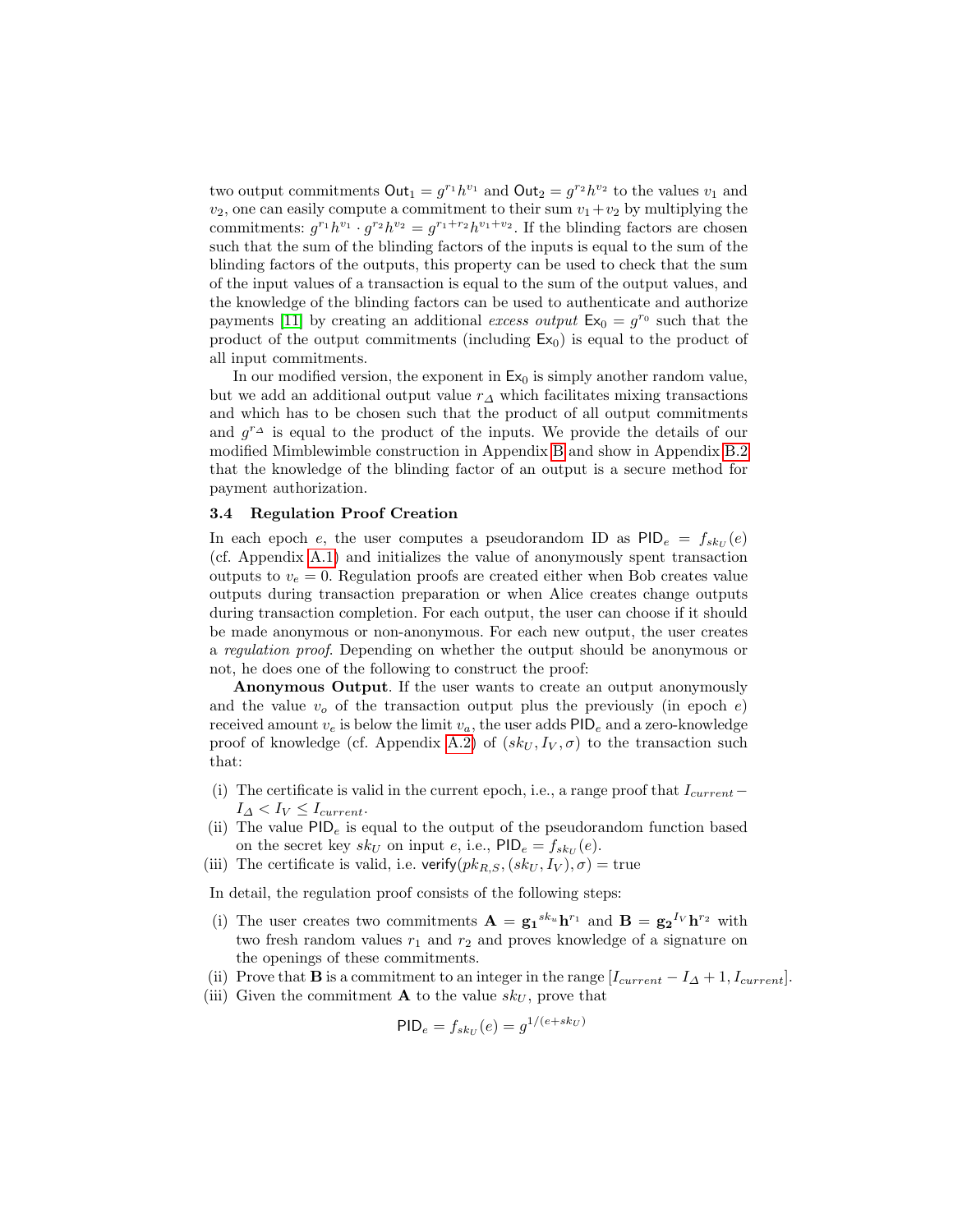two output commitments $\mathsf{Out}_1 = g^{r_1}h^{v_1}$ and $\mathsf{Out}_2 = g^{r_2}h^{v_2}$ to the values $v_1$ and $v_2$, one can easily compute a commitment to their sum $v_1+v_2$ by multiplying the commitments: $g^{r_1}h^{v_1} \cdot g^{r_2}h^{v_2} = g^{r_1+r_2}h^{v_1+v_2}$. If the blinding factors are chosen such that the sum of the blinding factors of the inputs is equal to the sum of the blinding factors of the outputs, this property can be used to check that the sum of the input values of a transaction is equal to the sum of the output values, and the knowledge of the blinding factors can be used to authenticate and authorize payments [11] by creating an additional *excess output* $\mathsf{Ex}_0 = g^{r_0}$ such that the product of the output commitments (including $\mathsf{Ex}_0$) is equal to the product of all input commitments.

In our modified version, the exponent in $\mathsf{Ex}_0$ is simply another random value, but we add an additional output value $r_\Delta$ which facilitates mixing transactions and which has to be chosen such that the product of all output commitments and $g^{r_\Delta}$ is equal to the product of the inputs. We provide the details of our modified Mimblewimble construction in Appendix B and show in Appendix B.2 that the knowledge of the blinding factor of an output is a secure method for payment authorization.

### 3.4 Regulation Proof Creation

In each epoch $e$, the user computes a pseudorandom ID as $\mathsf{PID}_e = f_{sk_U}(e)$ (cf. Appendix A.1) and initializes the value of anonymously spent transaction outputs to $v_e = 0$. Regulation proofs are created either when Bob creates value outputs during transaction preparation or when Alice creates change outputs during transaction completion. For each output, the user can choose if it should be made anonymous or non-anonymous. For each new output, the user creates a *regulation proof*. Depending on whether the output should be anonymous or not, he does one of the following to construct the proof:

**Anonymous Output**. If the user wants to create an output anonymously and the value $v_o$ of the transaction output plus the previously (in epoch $e$) received amount $v_e$ is below the limit $v_a$, the user adds $\mathsf{PID}_e$ and a zero-knowledge proof of knowledge (cf. Appendix A.2) of $(sk_U, I_V, \sigma)$ to the transaction such that:

(i) The certificate is valid in the current epoch, i.e., a range proof that $I_{current} - I_\Delta < I_V \leq I_{current}$.
(ii) The value $\mathsf{PID}_e$ is equal to the output of the pseudorandom function based on the secret key $sk_U$ on input $e$, i.e., $\mathsf{PID}_e = f_{sk_U}(e)$.
(iii) The certificate is valid, i.e. $\mathsf{verify}(pk_{R,S}, (sk_U, I_V), \sigma) = \text{true}$

In detail, the regulation proof consists of the following steps:

(i) The user creates two commitments $\mathbf{A} = \mathbf{g_1}^{sk_u}\mathbf{h}^{r_1}$ and $\mathbf{B} = \mathbf{g_2}^{I_V}\mathbf{h}^{r_2}$ with two fresh random values $r_1$ and $r_2$ and proves knowledge of a signature on the openings of these commitments.
(ii) Prove that $\mathbf{B}$ is a commitment to an integer in the range $[I_{current} - I_\Delta + 1, I_{current}]$.
(iii) Given the commitment $\mathbf{A}$ to the value $sk_U$, prove that

$$\mathsf{PID}_e = f_{sk_U}(e) = g^{1/(e+sk_U)}$$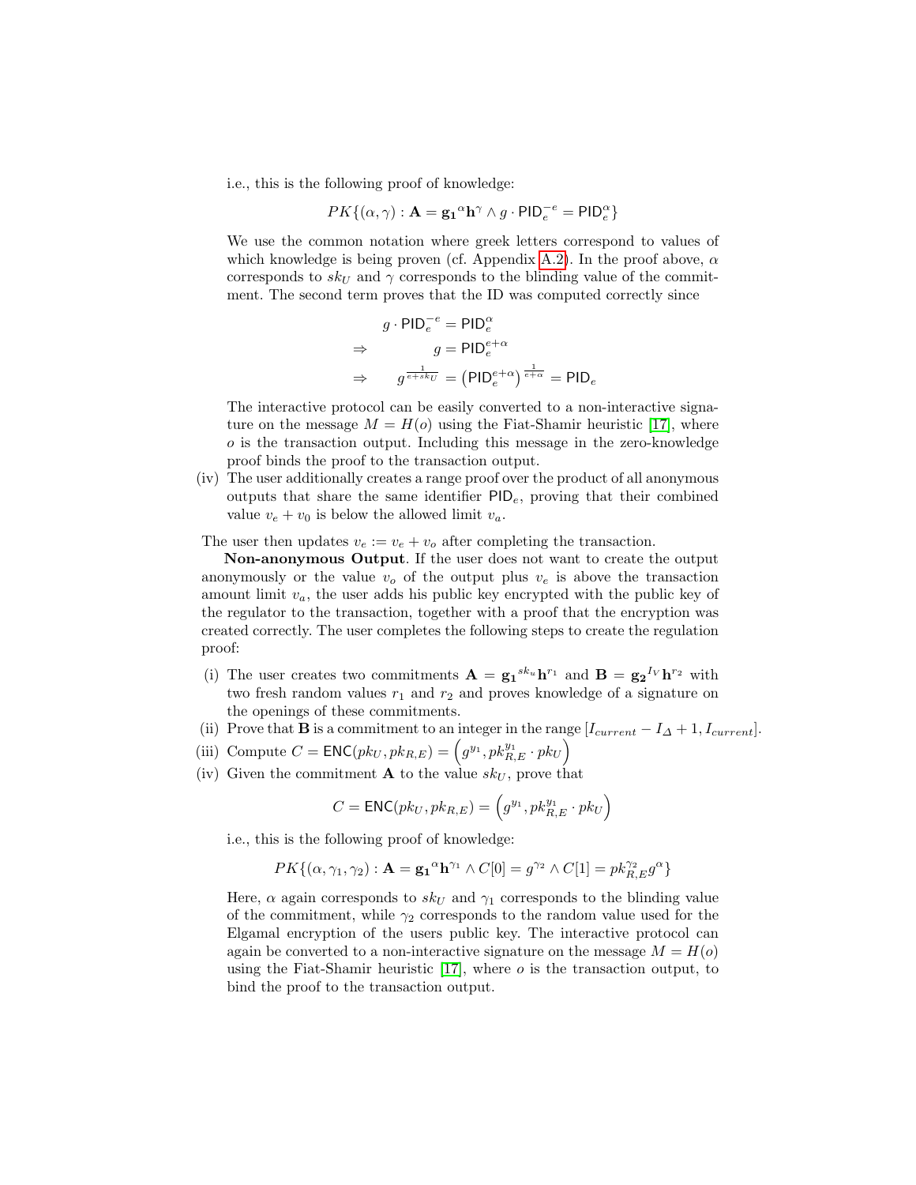i.e., this is the following proof of knowledge:

$$PK\{(\alpha, \gamma) : \mathbf{A} = \mathbf{g_1}^{\alpha}\mathbf{h}^{\gamma} \wedge g \cdot \mathsf{PID}_e^{-e} = \mathsf{PID}_e^{\alpha}\}$$

We use the common notation where greek letters correspond to values of which knowledge is being proven (cf. Appendix A.2). In the proof above, $\alpha$ corresponds to $sk_U$ and $\gamma$ corresponds to the blinding value of the commitment. The second term proves that the ID was computed correctly since

$$\begin{aligned} g \cdot \mathsf{PID}_e^{-e} &= \mathsf{PID}_e^{\alpha} \\ \Rightarrow \qquad g &= \mathsf{PID}_e^{e+\alpha} \\ \Rightarrow \qquad g^{\frac{1}{e+sk_U}} &= \left(\mathsf{PID}_e^{e+\alpha}\right)^{\frac{1}{e+\alpha}} = \mathsf{PID}_e \end{aligned}$$

The interactive protocol can be easily converted to a non-interactive signature on the message $M = H(o)$ using the Fiat-Shamir heuristic [17], where $o$ is the transaction output. Including this message in the zero-knowledge proof binds the proof to the transaction output.

(iv) The user additionally creates a range proof over the product of all anonymous outputs that share the same identifier $\mathsf{PID}_e$, proving that their combined value $v_e + v_0$ is below the allowed limit $v_a$.

The user then updates $v_e := v_e + v_o$ after completing the transaction.

**Non-anonymous Output**. If the user does not want to create the output anonymously or the value $v_o$ of the output plus $v_e$ is above the transaction amount limit $v_a$, the user adds his public key encrypted with the public key of the regulator to the transaction, together with a proof that the encryption was created correctly. The user completes the following steps to create the regulation proof:

(i) The user creates two commitments $\mathbf{A} = \mathbf{g_1}^{sk_u}\mathbf{h}^{r_1}$ and $\mathbf{B} = \mathbf{g_2}^{I_V}\mathbf{h}^{r_2}$ with two fresh random values $r_1$ and $r_2$ and proves knowledge of a signature on the openings of these commitments.

(ii) Prove that $\mathbf{B}$ is a commitment to an integer in the range $[I_{current} - I_\Delta + 1, I_{current}]$.

(iii) Compute $C = \mathsf{ENC}(pk_U, pk_{R,E}) = \left(g^{y_1}, pk_{R,E}^{y_1} \cdot pk_U\right)$

(iv) Given the commitment $\mathbf{A}$ to the value $sk_U$, prove that

$$C = \mathsf{ENC}(pk_U, pk_{R,E}) = \left(g^{y_1}, pk_{R,E}^{y_1} \cdot pk_U\right)$$

i.e., this is the following proof of knowledge:

$$PK\{(\alpha, \gamma_1, \gamma_2) : \mathbf{A} = \mathbf{g_1}^{\alpha}\mathbf{h}^{\gamma_1} \wedge C[0] = g^{\gamma_2} \wedge C[1] = pk_{R,E}^{\gamma_2} g^{\alpha}\}$$

Here, $\alpha$ again corresponds to $sk_U$ and $\gamma_1$ corresponds to the blinding value of the commitment, while $\gamma_2$ corresponds to the random value used for the Elgamal encryption of the users public key. The interactive protocol can again be converted to a non-interactive signature on the message $M = H(o)$ using the Fiat-Shamir heuristic [17], where $o$ is the transaction output, to bind the proof to the transaction output.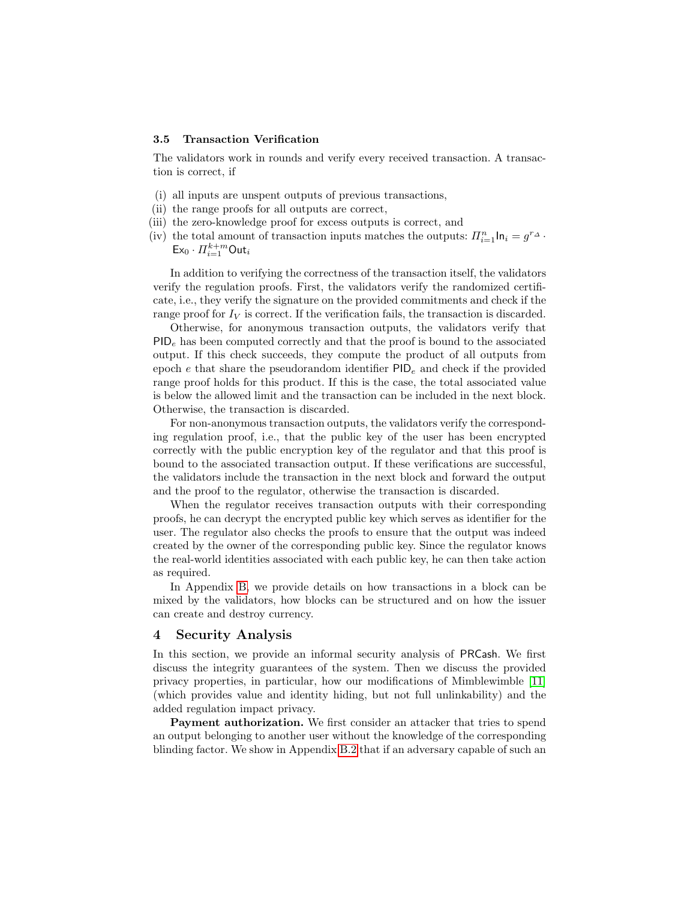### 3.5 Transaction Verification

The validators work in rounds and verify every received transaction. A transaction is correct, if

(i) all inputs are unspent outputs of previous transactions,
(ii) the range proofs for all outputs are correct,
(iii) the zero-knowledge proof for excess outputs is correct, and
(iv) the total amount of transaction inputs matches the outputs: $\Pi_{i=1}^{n} \mathsf{In}_i = g^{r_\Delta} \cdot \mathsf{Ex}_0 \cdot \Pi_{i=1}^{k+m} \mathsf{Out}_i$

In addition to verifying the correctness of the transaction itself, the validators verify the regulation proofs. First, the validators verify the randomized certificate, i.e., they verify the signature on the provided commitments and check if the range proof for $I_V$ is correct. If the verification fails, the transaction is discarded.

Otherwise, for anonymous transaction outputs, the validators verify that $\mathsf{PID}_e$ has been computed correctly and that the proof is bound to the associated output. If this check succeeds, they compute the product of all outputs from epoch $e$ that share the pseudorandom identifier $\mathsf{PID}_e$ and check if the provided range proof holds for this product. If this is the case, the total associated value is below the allowed limit and the transaction can be included in the next block. Otherwise, the transaction is discarded.

For non-anonymous transaction outputs, the validators verify the corresponding regulation proof, i.e., that the public key of the user has been encrypted correctly with the public encryption key of the regulator and that this proof is bound to the associated transaction output. If these verifications are successful, the validators include the transaction in the next block and forward the output and the proof to the regulator, otherwise the transaction is discarded.

When the regulator receives transaction outputs with their corresponding proofs, he can decrypt the encrypted public key which serves as identifier for the user. The regulator also checks the proofs to ensure that the output was indeed created by the owner of the corresponding public key. Since the regulator knows the real-world identities associated with each public key, he can then take action as required.

In Appendix B, we provide details on how transactions in a block can be mixed by the validators, how blocks can be structured and on how the issuer can create and destroy currency.

## 4 Security Analysis

In this section, we provide an informal security analysis of PRCash. We first discuss the integrity guarantees of the system. Then we discuss the provided privacy properties, in particular, how our modifications of Mimblewimble [11] (which provides value and identity hiding, but not full unlinkability) and the added regulation impact privacy.

**Payment authorization.** We first consider an attacker that tries to spend an output belonging to another user without the knowledge of the corresponding blinding factor. We show in Appendix B.2 that if an adversary capable of such an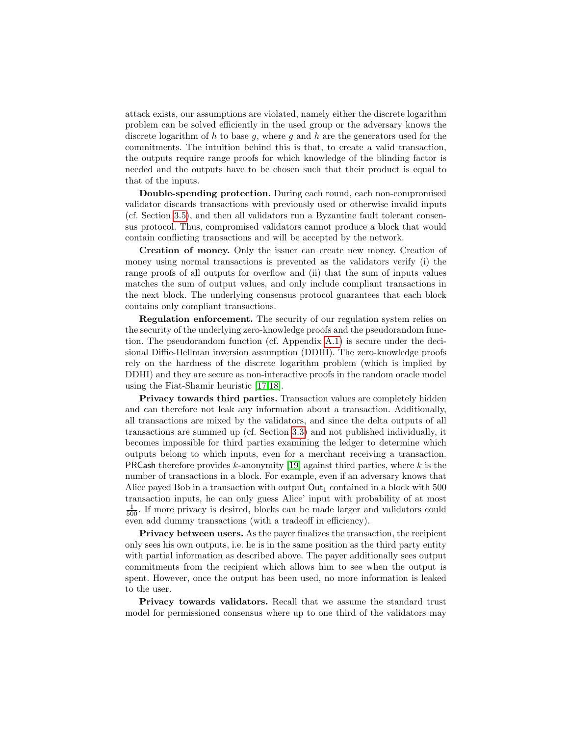attack exists, our assumptions are violated, namely either the discrete logarithm problem can be solved efficiently in the used group or the adversary knows the discrete logarithm of $h$ to base $g$, where $g$ and $h$ are the generators used for the commitments. The intuition behind this is that, to create a valid transaction, the outputs require range proofs for which knowledge of the blinding factor is needed and the outputs have to be chosen such that their product is equal to that of the inputs.

**Double-spending protection.** During each round, each non-compromised validator discards transactions with previously used or otherwise invalid inputs (cf. Section 3.5), and then all validators run a Byzantine fault tolerant consensus protocol. Thus, compromised validators cannot produce a block that would contain conflicting transactions and will be accepted by the network.

**Creation of money.** Only the issuer can create new money. Creation of money using normal transactions is prevented as the validators verify (i) the range proofs of all outputs for overflow and (ii) that the sum of inputs values matches the sum of output values, and only include compliant transactions in the next block. The underlying consensus protocol guarantees that each block contains only compliant transactions.

**Regulation enforcement.** The security of our regulation system relies on the security of the underlying zero-knowledge proofs and the pseudorandom function. The pseudorandom function (cf. Appendix A.1) is secure under the decisional Diffie-Hellman inversion assumption (DDHI). The zero-knowledge proofs rely on the hardness of the discrete logarithm problem (which is implied by DDHI) and they are secure as non-interactive proofs in the random oracle model using the Fiat-Shamir heuristic [17,18].

**Privacy towards third parties.** Transaction values are completely hidden and can therefore not leak any information about a transaction. Additionally, all transactions are mixed by the validators, and since the delta outputs of all transactions are summed up (cf. Section 3.3) and not published individually, it becomes impossible for third parties examining the ledger to determine which outputs belong to which inputs, even for a merchant receiving a transaction. PRCash therefore provides $k$-anonymity [19] against third parties, where $k$ is the number of transactions in a block. For example, even if an adversary knows that Alice payed Bob in a transaction with output $\mathsf{Out}_1$ contained in a block with 500 transaction inputs, he can only guess Alice' input with probability of at most $\frac{1}{500}$. If more privacy is desired, blocks can be made larger and validators could even add dummy transactions (with a tradeoff in efficiency).

**Privacy between users.** As the payer finalizes the transaction, the recipient only sees his own outputs, i.e. he is in the same position as the third party entity with partial information as described above. The payer additionally sees output commitments from the recipient which allows him to see when the output is spent. However, once the output has been used, no more information is leaked to the user.

**Privacy towards validators.** Recall that we assume the standard trust model for permissioned consensus where up to one third of the validators may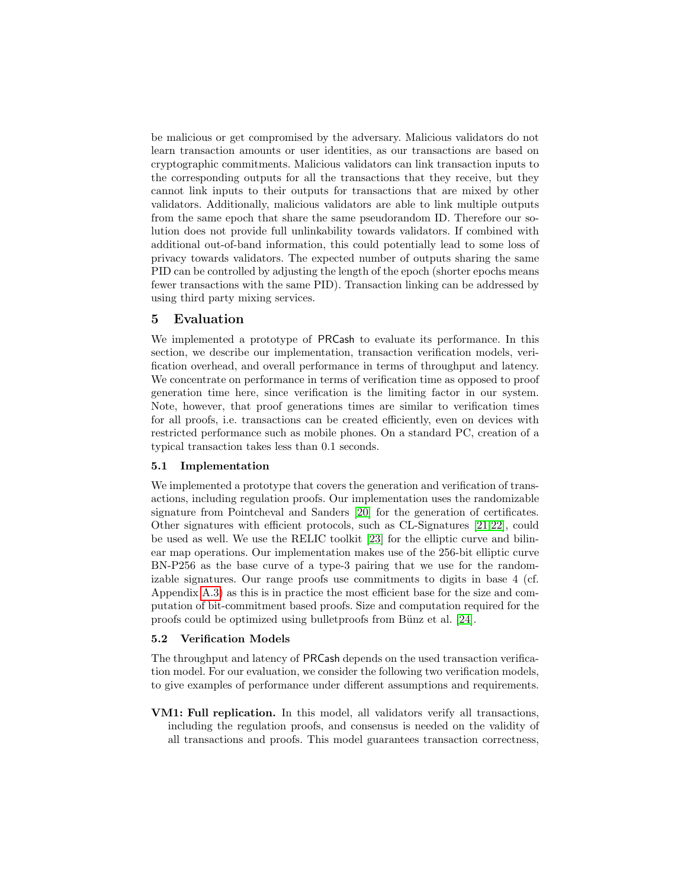be malicious or get compromised by the adversary. Malicious validators do not learn transaction amounts or user identities, as our transactions are based on cryptographic commitments. Malicious validators can link transaction inputs to the corresponding outputs for all the transactions that they receive, but they cannot link inputs to their outputs for transactions that are mixed by other validators. Additionally, malicious validators are able to link multiple outputs from the same epoch that share the same pseudorandom ID. Therefore our solution does not provide full unlinkability towards validators. If combined with additional out-of-band information, this could potentially lead to some loss of privacy towards validators. The expected number of outputs sharing the same PID can be controlled by adjusting the length of the epoch (shorter epochs means fewer transactions with the same PID). Transaction linking can be addressed by using third party mixing services.

## 5 Evaluation

We implemented a prototype of PRCash to evaluate its performance. In this section, we describe our implementation, transaction verification models, verification overhead, and overall performance in terms of throughput and latency. We concentrate on performance in terms of verification time as opposed to proof generation time here, since verification is the limiting factor in our system. Note, however, that proof generations times are similar to verification times for all proofs, i.e. transactions can be created efficiently, even on devices with restricted performance such as mobile phones. On a standard PC, creation of a typical transaction takes less than 0.1 seconds.

### 5.1 Implementation

We implemented a prototype that covers the generation and verification of transactions, including regulation proofs. Our implementation uses the randomizable signature from Pointcheval and Sanders [20] for the generation of certificates. Other signatures with efficient protocols, such as CL-Signatures [21,22], could be used as well. We use the RELIC toolkit [23] for the elliptic curve and bilinear map operations. Our implementation makes use of the 256-bit elliptic curve BN-P256 as the base curve of a type-3 pairing that we use for the randomizable signatures. Our range proofs use commitments to digits in base 4 (cf. Appendix A.3) as this is in practice the most efficient base for the size and computation of bit-commitment based proofs. Size and computation required for the proofs could be optimized using bulletproofs from Bünz et al. [24].

### 5.2 Verification Models

The throughput and latency of PRCash depends on the used transaction verification model. For our evaluation, we consider the following two verification models, to give examples of performance under different assumptions and requirements.

**VM1: Full replication.** In this model, all validators verify all transactions, including the regulation proofs, and consensus is needed on the validity of all transactions and proofs. This model guarantees transaction correctness,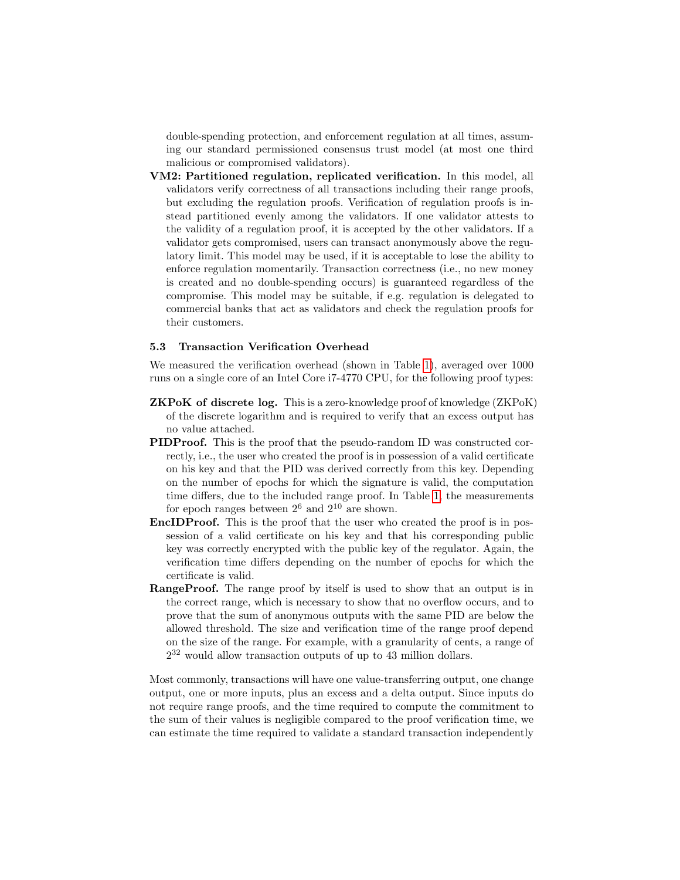double-spending protection, and enforcement regulation at all times, assuming our standard permissioned consensus trust model (at most one third malicious or compromised validators).

**VM2: Partitioned regulation, replicated verification.** In this model, all validators verify correctness of all transactions including their range proofs, but excluding the regulation proofs. Verification of regulation proofs is instead partitioned evenly among the validators. If one validator attests to the validity of a regulation proof, it is accepted by the other validators. If a validator gets compromised, users can transact anonymously above the regulatory limit. This model may be used, if it is acceptable to lose the ability to enforce regulation momentarily. Transaction correctness (i.e., no new money is created and no double-spending occurs) is guaranteed regardless of the compromise. This model may be suitable, if e.g. regulation is delegated to commercial banks that act as validators and check the regulation proofs for their customers.

### 5.3 Transaction Verification Overhead

We measured the verification overhead (shown in Table 1), averaged over 1000 runs on a single core of an Intel Core i7-4770 CPU, for the following proof types:

**ZKPoK of discrete log.** This is a zero-knowledge proof of knowledge (ZKPoK) of the discrete logarithm and is required to verify that an excess output has no value attached.

**PIDProof.** This is the proof that the pseudo-random ID was constructed correctly, i.e., the user who created the proof is in possession of a valid certificate on his key and that the PID was derived correctly from this key. Depending on the number of epochs for which the signature is valid, the computation time differs, due to the included range proof. In Table 1, the measurements for epoch ranges between $2^6$ and $2^{10}$ are shown.

**EncIDProof.** This is the proof that the user who created the proof is in possession of a valid certificate on his key and that his corresponding public key was correctly encrypted with the public key of the regulator. Again, the verification time differs depending on the number of epochs for which the certificate is valid.

**RangeProof.** The range proof by itself is used to show that an output is in the correct range, which is necessary to show that no overflow occurs, and to prove that the sum of anonymous outputs with the same PID are below the allowed threshold. The size and verification time of the range proof depend on the size of the range. For example, with a granularity of cents, a range of $2^{32}$ would allow transaction outputs of up to 43 million dollars.

Most commonly, transactions will have one value-transferring output, one change output, one or more inputs, plus an excess and a delta output. Since inputs do not require range proofs, and the time required to compute the commitment to the sum of their values is negligible compared to the proof verification time, we can estimate the time required to validate a standard transaction independently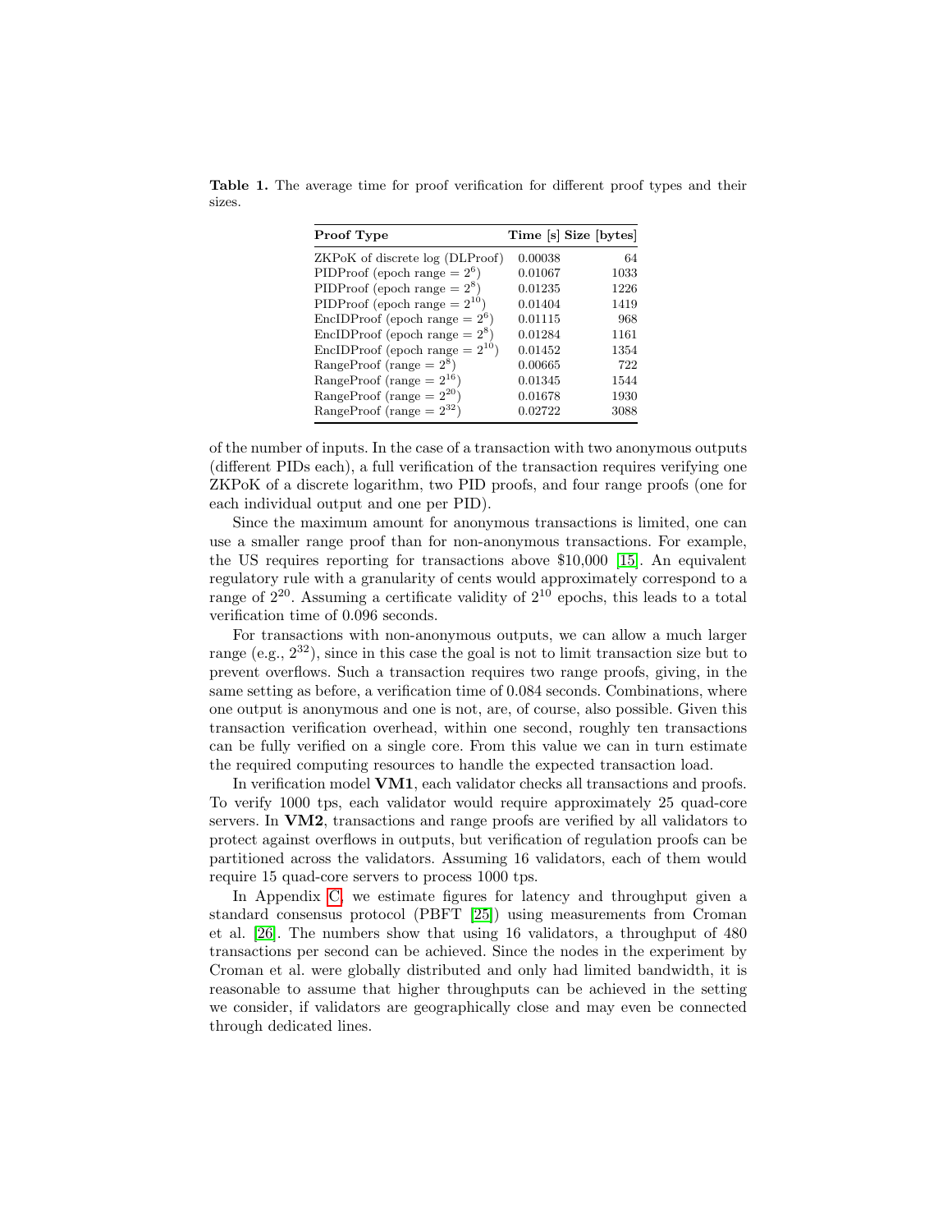**Table 1.** The average time for proof verification for different proof types and their sizes.

| **Proof Type** | **Time [s]** | **Size [bytes]** |
|---|---|---|
| ZKPoK of discrete log (DLProof) | 0.00038 | 64 |
| PIDProof (epoch range = $2^6$) | 0.01067 | 1033 |
| PIDProof (epoch range = $2^8$) | 0.01235 | 1226 |
| PIDProof (epoch range = $2^{10}$) | 0.01404 | 1419 |
| EncIDProof (epoch range = $2^6$) | 0.01115 | 968 |
| EncIDProof (epoch range = $2^8$) | 0.01284 | 1161 |
| EncIDProof (epoch range = $2^{10}$) | 0.01452 | 1354 |
| RangeProof (range = $2^8$) | 0.00665 | 722 |
| RangeProof (range = $2^{16}$) | 0.01345 | 1544 |
| RangeProof (range = $2^{20}$) | 0.01678 | 1930 |
| RangeProof (range = $2^{32}$) | 0.02722 | 3088 |

of the number of inputs. In the case of a transaction with two anonymous outputs (different PIDs each), a full verification of the transaction requires verifying one ZKPoK of a discrete logarithm, two PID proofs, and four range proofs (one for each individual output and one per PID).

Since the maximum amount for anonymous transactions is limited, one can use a smaller range proof than for non-anonymous transactions. For example, the US requires reporting for transactions above \$10,000 [15]. An equivalent regulatory rule with a granularity of cents would approximately correspond to a range of $2^{20}$. Assuming a certificate validity of $2^{10}$ epochs, this leads to a total verification time of 0.096 seconds.

For transactions with non-anonymous outputs, we can allow a much larger range (e.g., $2^{32}$), since in this case the goal is not to limit transaction size but to prevent overflows. Such a transaction requires two range proofs, giving, in the same setting as before, a verification time of 0.084 seconds. Combinations, where one output is anonymous and one is not, are, of course, also possible. Given this transaction verification overhead, within one second, roughly ten transactions can be fully verified on a single core. From this value we can in turn estimate the required computing resources to handle the expected transaction load.

In verification model **VM1**, each validator checks all transactions and proofs. To verify 1000 tps, each validator would require approximately 25 quad-core servers. In **VM2**, transactions and range proofs are verified by all validators to protect against overflows in outputs, but verification of regulation proofs can be partitioned across the validators. Assuming 16 validators, each of them would require 15 quad-core servers to process 1000 tps.

In Appendix C, we estimate figures for latency and throughput given a standard consensus protocol (PBFT [25]) using measurements from Croman et al. [26]. The numbers show that using 16 validators, a throughput of 480 transactions per second can be achieved. Since the nodes in the experiment by Croman et al. were globally distributed and only had limited bandwidth, it is reasonable to assume that higher throughputs can be achieved in the setting we consider, if validators are geographically close and may even be connected through dedicated lines.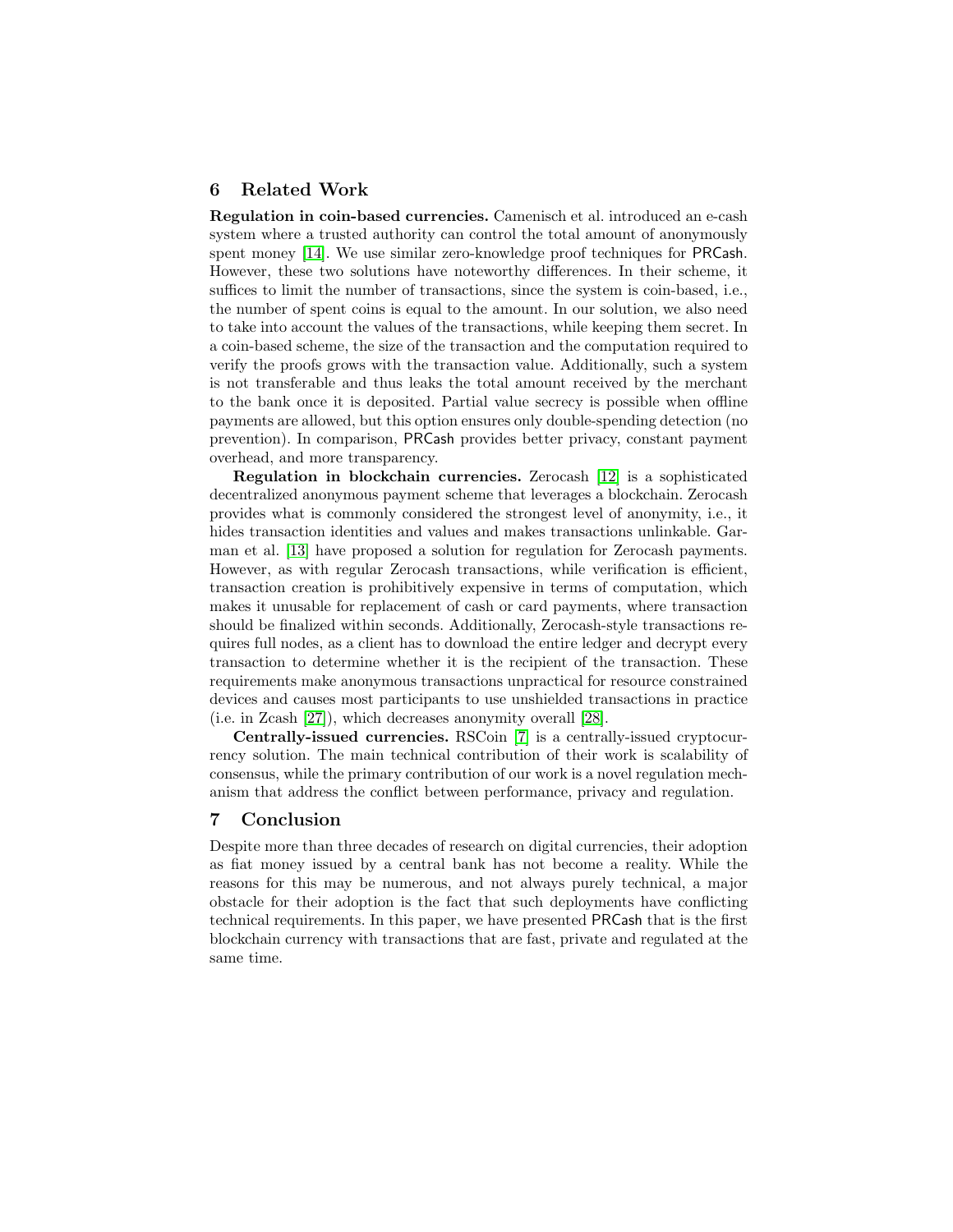## 6 Related Work

**Regulation in coin-based currencies.** Camenisch et al. introduced an e-cash system where a trusted authority can control the total amount of anonymously spent money [14]. We use similar zero-knowledge proof techniques for PRCash. However, these two solutions have noteworthy differences. In their scheme, it suffices to limit the number of transactions, since the system is coin-based, i.e., the number of spent coins is equal to the amount. In our solution, we also need to take into account the values of the transactions, while keeping them secret. In a coin-based scheme, the size of the transaction and the computation required to verify the proofs grows with the transaction value. Additionally, such a system is not transferable and thus leaks the total amount received by the merchant to the bank once it is deposited. Partial value secrecy is possible when offline payments are allowed, but this option ensures only double-spending detection (no prevention). In comparison, PRCash provides better privacy, constant payment overhead, and more transparency.

**Regulation in blockchain currencies.** Zerocash [12] is a sophisticated decentralized anonymous payment scheme that leverages a blockchain. Zerocash provides what is commonly considered the strongest level of anonymity, i.e., it hides transaction identities and values and makes transactions unlinkable. Garman et al. [13] have proposed a solution for regulation for Zerocash payments. However, as with regular Zerocash transactions, while verification is efficient, transaction creation is prohibitively expensive in terms of computation, which makes it unusable for replacement of cash or card payments, where transaction should be finalized within seconds. Additionally, Zerocash-style transactions requires full nodes, as a client has to download the entire ledger and decrypt every transaction to determine whether it is the recipient of the transaction. These requirements make anonymous transactions unpractical for resource constrained devices and causes most participants to use unshielded transactions in practice (i.e. in Zcash [27]), which decreases anonymity overall [28].

**Centrally-issued currencies.** RSCoin [7] is a centrally-issued cryptocurrency solution. The main technical contribution of their work is scalability of consensus, while the primary contribution of our work is a novel regulation mechanism that address the conflict between performance, privacy and regulation.

## 7 Conclusion

Despite more than three decades of research on digital currencies, their adoption as fiat money issued by a central bank has not become a reality. While the reasons for this may be numerous, and not always purely technical, a major obstacle for their adoption is the fact that such deployments have conflicting technical requirements. In this paper, we have presented PRCash that is the first blockchain currency with transactions that are fast, private and regulated at the same time.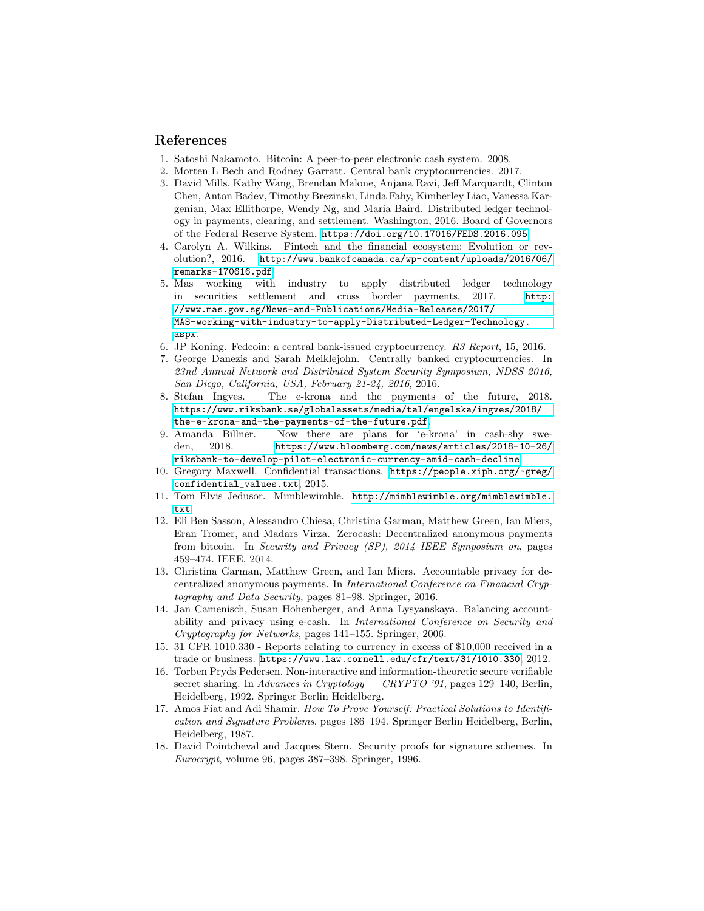## References

1. Satoshi Nakamoto. Bitcoin: A peer-to-peer electronic cash system. 2008.
2. Morten L Bech and Rodney Garratt. Central bank cryptocurrencies. 2017.
3. David Mills, Kathy Wang, Brendan Malone, Anjana Ravi, Jeff Marquardt, Clinton Chen, Anton Badev, Timothy Brezinski, Linda Fahy, Kimberley Liao, Vanessa Kargenian, Max Ellithorpe, Wendy Ng, and Maria Baird. Distributed ledger technology in payments, clearing, and settlement. Washington, 2016. Board of Governors of the Federal Reserve System. https://doi.org/10.17016/FEDS.2016.095.
4. Carolyn A. Wilkins. Fintech and the financial ecosystem: Evolution or revolution?, 2016. http://www.bankofcanada.ca/wp-content/uploads/2016/06/remarks-170616.pdf.
5. Mas working with industry to apply distributed ledger technology in securities settlement and cross border payments, 2017. http://www.mas.gov.sg/News-and-Publications/Media-Releases/2017/MAS-working-with-industry-to-apply-Distributed-Ledger-Technology.aspx.
6. JP Koning. Fedcoin: a central bank-issued cryptocurrency. *R3 Report*, 15, 2016.
7. George Danezis and Sarah Meiklejohn. Centrally banked cryptocurrencies. In *23nd Annual Network and Distributed System Security Symposium, NDSS 2016, San Diego, California, USA, February 21-24, 2016*, 2016.
8. Stefan Ingves. The e-krona and the payments of the future, 2018. https://www.riksbank.se/globalassets/media/tal/engelska/ingves/2018/the-e-krona-and-the-payments-of-the-future.pdf.
9. Amanda Billner. Now there are plans for 'e-krona' in cash-shy sweden, 2018. https://www.bloomberg.com/news/articles/2018-10-26/riksbank-to-develop-pilot-electronic-currency-amid-cash-decline.
10. Gregory Maxwell. Confidential transactions. https://people.xiph.org/~greg/confidential_values.txt, 2015.
11. Tom Elvis Jedusor. Mimblewimble. http://mimblewimble.org/mimblewimble.txt.
12. Eli Ben Sasson, Alessandro Chiesa, Christina Garman, Matthew Green, Ian Miers, Eran Tromer, and Madars Virza. Zerocash: Decentralized anonymous payments from bitcoin. In *Security and Privacy (SP), 2014 IEEE Symposium on*, pages 459–474. IEEE, 2014.
13. Christina Garman, Matthew Green, and Ian Miers. Accountable privacy for decentralized anonymous payments. In *International Conference on Financial Cryptography and Data Security*, pages 81–98. Springer, 2016.
14. Jan Camenisch, Susan Hohenberger, and Anna Lysyanskaya. Balancing accountability and privacy using e-cash. In *International Conference on Security and Cryptography for Networks*, pages 141–155. Springer, 2006.
15. 31 CFR 1010.330 - Reports relating to currency in excess of $10,000 received in a trade or business. https://www.law.cornell.edu/cfr/text/31/1010.330, 2012.
16. Torben Pryds Pedersen. Non-interactive and information-theoretic secure verifiable secret sharing. In *Advances in Cryptology — CRYPTO '91*, pages 129–140, Berlin, Heidelberg, 1992. Springer Berlin Heidelberg.
17. Amos Fiat and Adi Shamir. *How To Prove Yourself: Practical Solutions to Identification and Signature Problems*, pages 186–194. Springer Berlin Heidelberg, Berlin, Heidelberg, 1987.
18. David Pointcheval and Jacques Stern. Security proofs for signature schemes. In *Eurocrypt*, volume 96, pages 387–398. Springer, 1996.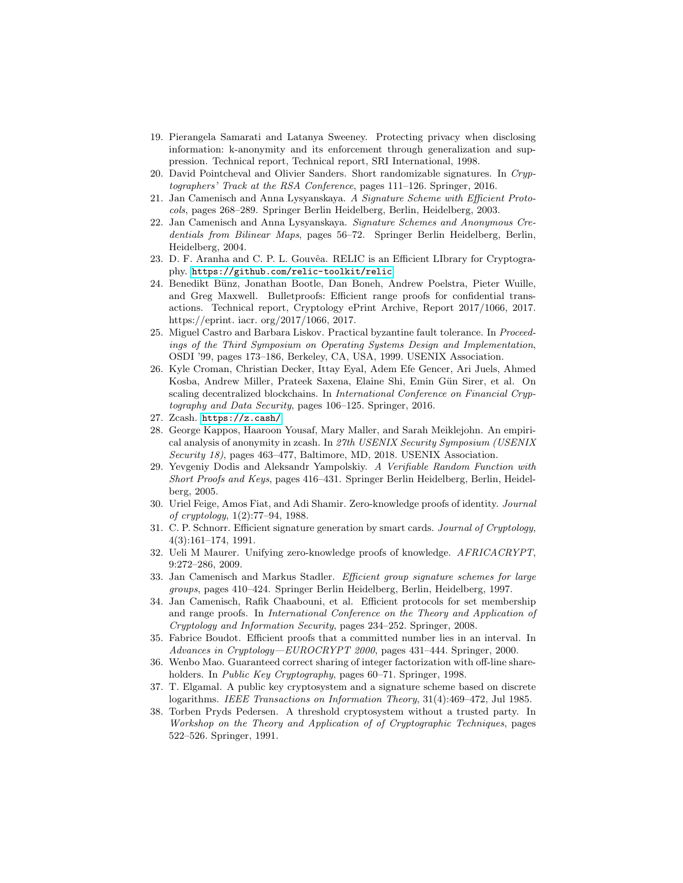19. Pierangela Samarati and Latanya Sweeney. Protecting privacy when disclosing information: k-anonymity and its enforcement through generalization and suppression. Technical report, Technical report, SRI International, 1998.
20. David Pointcheval and Olivier Sanders. Short randomizable signatures. In *Cryptographers' Track at the RSA Conference*, pages 111–126. Springer, 2016.
21. Jan Camenisch and Anna Lysyanskaya. *A Signature Scheme with Efficient Protocols*, pages 268–289. Springer Berlin Heidelberg, Berlin, Heidelberg, 2003.
22. Jan Camenisch and Anna Lysyanskaya. *Signature Schemes and Anonymous Credentials from Bilinear Maps*, pages 56–72. Springer Berlin Heidelberg, Berlin, Heidelberg, 2004.
23. D. F. Aranha and C. P. L. Gouvêa. RELIC is an Efficient LIbrary for Cryptography. https://github.com/relic-toolkit/relic
24. Benedikt Bünz, Jonathan Bootle, Dan Boneh, Andrew Poelstra, Pieter Wuille, and Greg Maxwell. Bulletproofs: Efficient range proofs for confidential transactions. Technical report, Cryptology ePrint Archive, Report 2017/1066, 2017. https://eprint. iacr. org/2017/1066, 2017.
25. Miguel Castro and Barbara Liskov. Practical byzantine fault tolerance. In *Proceedings of the Third Symposium on Operating Systems Design and Implementation*, OSDI '99, pages 173–186, Berkeley, CA, USA, 1999. USENIX Association.
26. Kyle Croman, Christian Decker, Ittay Eyal, Adem Efe Gencer, Ari Juels, Ahmed Kosba, Andrew Miller, Prateek Saxena, Elaine Shi, Emin Gün Sirer, et al. On scaling decentralized blockchains. In *International Conference on Financial Cryptography and Data Security*, pages 106–125. Springer, 2016.
27. Zcash. https://z.cash/
28. George Kappos, Haaroon Yousaf, Mary Maller, and Sarah Meiklejohn. An empirical analysis of anonymity in zcash. In *27th USENIX Security Symposium (USENIX Security 18)*, pages 463–477, Baltimore, MD, 2018. USENIX Association.
29. Yevgeniy Dodis and Aleksandr Yampolskiy. *A Verifiable Random Function with Short Proofs and Keys*, pages 416–431. Springer Berlin Heidelberg, Berlin, Heidelberg, 2005.
30. Uriel Feige, Amos Fiat, and Adi Shamir. Zero-knowledge proofs of identity. *Journal of cryptology*, 1(2):77–94, 1988.
31. C. P. Schnorr. Efficient signature generation by smart cards. *Journal of Cryptology*, 4(3):161–174, 1991.
32. Ueli M Maurer. Unifying zero-knowledge proofs of knowledge. *AFRICACRYPT*, 9:272–286, 2009.
33. Jan Camenisch and Markus Stadler. *Efficient group signature schemes for large groups*, pages 410–424. Springer Berlin Heidelberg, Berlin, Heidelberg, 1997.
34. Jan Camenisch, Rafik Chaabouni, et al. Efficient protocols for set membership and range proofs. In *International Conference on the Theory and Application of Cryptology and Information Security*, pages 234–252. Springer, 2008.
35. Fabrice Boudot. Efficient proofs that a committed number lies in an interval. In *Advances in Cryptology—EUROCRYPT 2000*, pages 431–444. Springer, 2000.
36. Wenbo Mao. Guaranteed correct sharing of integer factorization with off-line shareholders. In *Public Key Cryptography*, pages 60–71. Springer, 1998.
37. T. Elgamal. A public key cryptosystem and a signature scheme based on discrete logarithms. *IEEE Transactions on Information Theory*, 31(4):469–472, Jul 1985.
38. Torben Pryds Pedersen. A threshold cryptosystem without a trusted party. In *Workshop on the Theory and Application of of Cryptographic Techniques*, pages 522–526. Springer, 1991.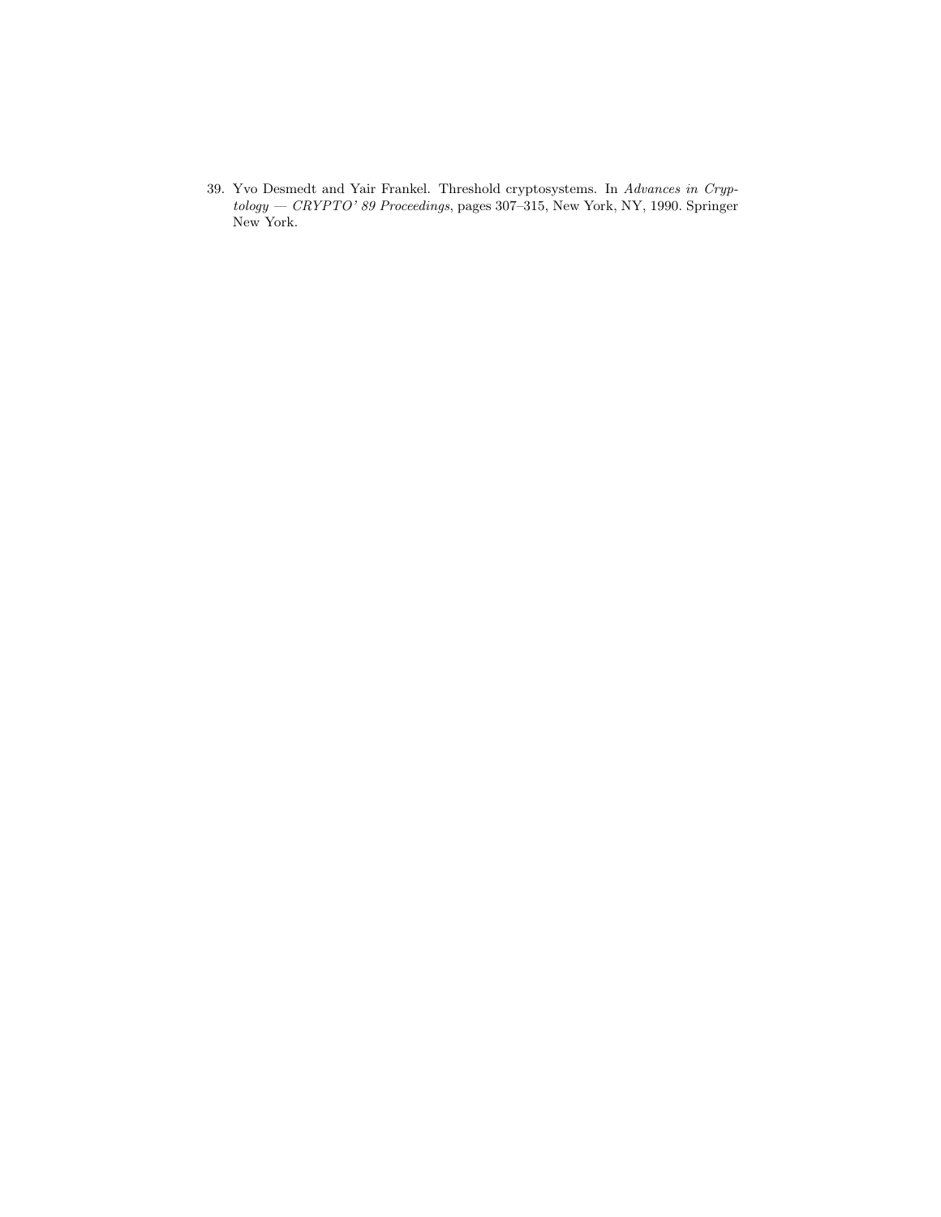39. Yvo Desmedt and Yair Frankel. Threshold cryptosystems. In *Advances in Cryptology — CRYPTO' 89 Proceedings*, pages 307–315, New York, NY, 1990. Springer New York.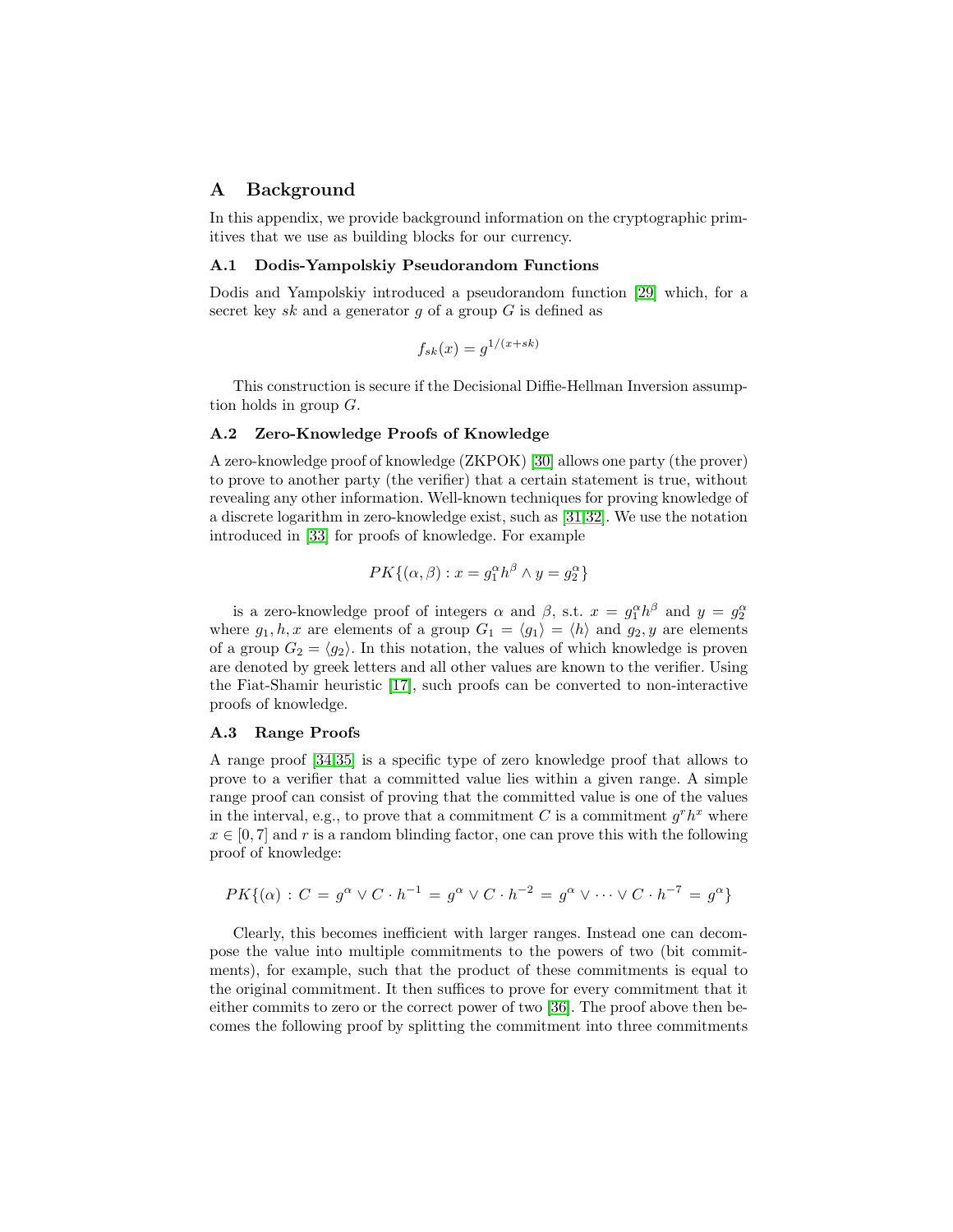# A Background

In this appendix, we provide background information on the cryptographic primitives that we use as building blocks for our currency.

## A.1 Dodis-Yampolskiy Pseudorandom Functions

Dodis and Yampolskiy introduced a pseudorandom function [29] which, for a secret key $sk$ and a generator $g$ of a group $G$ is defined as

$$f_{sk}(x) = g^{1/(x+sk)}$$

This construction is secure if the Decisional Diffie-Hellman Inversion assumption holds in group $G$.

## A.2 Zero-Knowledge Proofs of Knowledge

A zero-knowledge proof of knowledge (ZKPOK) [30] allows one party (the prover) to prove to another party (the verifier) that a certain statement is true, without revealing any other information. Well-known techniques for proving knowledge of a discrete logarithm in zero-knowledge exist, such as [31,32]. We use the notation introduced in [33] for proofs of knowledge. For example

$$PK\{(\alpha, \beta) : x = g_1^{\alpha} h^{\beta} \wedge y = g_2^{\alpha}\}$$

is a zero-knowledge proof of integers $\alpha$ and $\beta$, s.t. $x = g_1^{\alpha} h^{\beta}$ and $y = g_2^{\alpha}$ where $g_1, h, x$ are elements of a group $G_1 = \langle g_1 \rangle = \langle h \rangle$ and $g_2, y$ are elements of a group $G_2 = \langle g_2 \rangle$. In this notation, the values of which knowledge is proven are denoted by greek letters and all other values are known to the verifier. Using the Fiat-Shamir heuristic [17], such proofs can be converted to non-interactive proofs of knowledge.

## A.3 Range Proofs

A range proof [34,35] is a specific type of zero knowledge proof that allows to prove to a verifier that a committed value lies within a given range. A simple range proof can consist of proving that the committed value is one of the values in the interval, e.g., to prove that a commitment $C$ is a commitment $g^r h^x$ where $x \in [0, 7]$ and $r$ is a random blinding factor, one can prove this with the following proof of knowledge:

$$PK\{(\alpha) : C = g^{\alpha} \vee C \cdot h^{-1} = g^{\alpha} \vee C \cdot h^{-2} = g^{\alpha} \vee \cdots \vee C \cdot h^{-7} = g^{\alpha}\}$$

Clearly, this becomes inefficient with larger ranges. Instead one can decompose the value into multiple commitments to the powers of two (bit commitments), for example, such that the product of these commitments is equal to the original commitment. It then suffices to prove for every commitment that it either commits to zero or the correct power of two [36]. The proof above then becomes the following proof by splitting the commitment into three commitments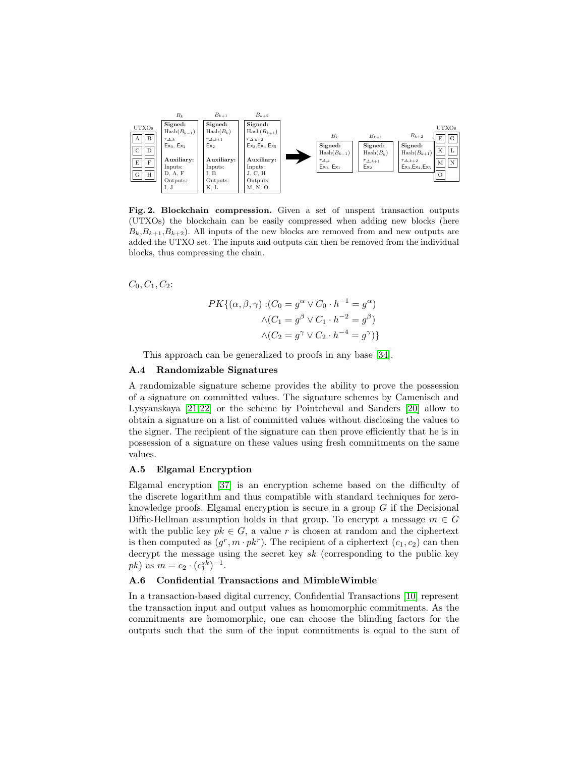**Fig. 2. Blockchain compression.** Given a set of unspent transaction outputs (UTXOs) the blockchain can be easily compressed when adding new blocks (here $B_k$,$B_{k+1}$,$B_{k+2}$). All inputs of the new blocks are removed from and new outputs are added the UTXO set. The inputs and outputs can then be removed from the individual blocks, thus compressing the chain.

$C_0, C_1, C_2$:

$$PK\{(\alpha, \beta, \gamma) : (C_0 = g^\alpha \vee C_0 \cdot h^{-1} = g^\alpha) \wedge (C_1 = g^\beta \vee C_1 \cdot h^{-2} = g^\beta) \wedge (C_2 = g^\gamma \vee C_2 \cdot h^{-4} = g^\gamma)\}$$

This approach can be generalized to proofs in any base [34].

### A.4 Randomizable Signatures

A randomizable signature scheme provides the ability to prove the possession of a signature on committed values. The signature schemes by Camenisch and Lysyanskaya [21,22] or the scheme by Pointcheval and Sanders [20] allow to obtain a signature on a list of committed values without disclosing the values to the signer. The recipient of the signature can then prove efficiently that he is in possession of a signature on these values using fresh commitments on the same values.

### A.5 Elgamal Encryption

Elgamal encryption [37] is an encryption scheme based on the difficulty of the discrete logarithm and thus compatible with standard techniques for zero-knowledge proofs. Elgamal encryption is secure in a group $G$ if the Decisional Diffie-Hellman assumption holds in that group. To encrypt a message $m \in G$ with the public key $pk \in G$, a value $r$ is chosen at random and the ciphertext is then computed as $(g^r, m \cdot pk^r)$. The recipient of a ciphertext $(c_1, c_2)$ can then decrypt the message using the secret key $sk$ (corresponding to the public key $pk$) as $m = c_2 \cdot (c_1^{sk})^{-1}$.

### A.6 Confidential Transactions and MimbleWimble

In a transaction-based digital currency, Confidential Transactions [10] represent the transaction input and output values as homomorphic commitments. As the commitments are homomorphic, one can choose the blinding factors for the outputs such that the sum of the input commitments is equal to the sum of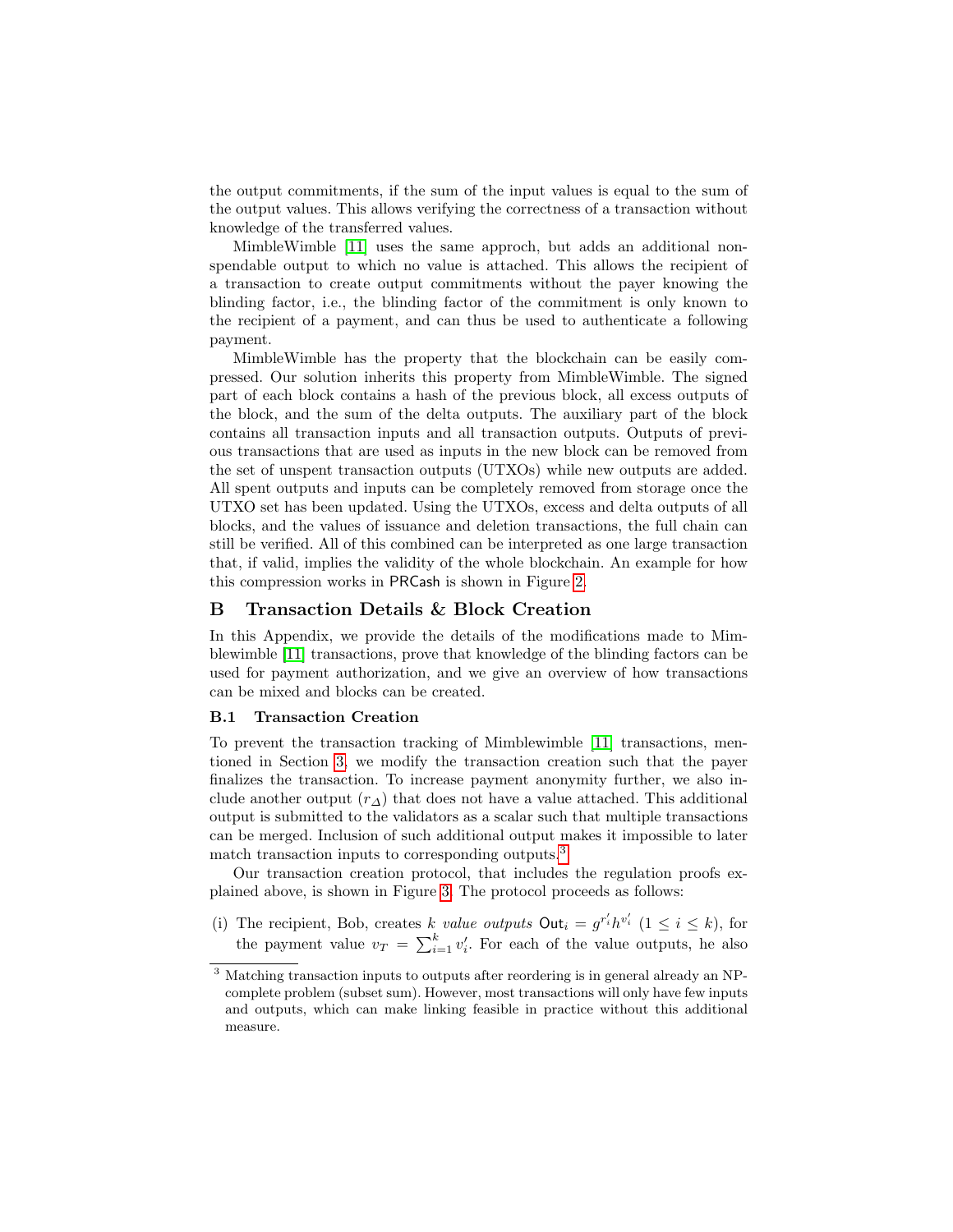the output commitments, if the sum of the input values is equal to the sum of the output values. This allows verifying the correctness of a transaction without knowledge of the transferred values.

MimbleWimble [11] uses the same approch, but adds an additional non-spendable output to which no value is attached. This allows the recipient of a transaction to create output commitments without the payer knowing the blinding factor, i.e., the blinding factor of the commitment is only known to the recipient of a payment, and can thus be used to authenticate a following payment.

MimbleWimble has the property that the blockchain can be easily compressed. Our solution inherits this property from MimbleWimble. The signed part of each block contains a hash of the previous block, all excess outputs of the block, and the sum of the delta outputs. The auxiliary part of the block contains all transaction inputs and all transaction outputs. Outputs of previous transactions that are used as inputs in the new block can be removed from the set of unspent transaction outputs (UTXOs) while new outputs are added. All spent outputs and inputs can be completely removed from storage once the UTXO set has been updated. Using the UTXOs, excess and delta outputs of all blocks, and the values of issuance and deletion transactions, the full chain can still be verified. All of this combined can be interpreted as one large transaction that, if valid, implies the validity of the whole blockchain. An example for how this compression works in PRCash is shown in Figure 2.

# B Transaction Details & Block Creation

In this Appendix, we provide the details of the modifications made to Mimblewimble [11] transactions, prove that knowledge of the blinding factors can be used for payment authorization, and we give an overview of how transactions can be mixed and blocks can be created.

## B.1 Transaction Creation

To prevent the transaction tracking of Mimblewimble [11] transactions, mentioned in Section 3, we modify the transaction creation such that the payer finalizes the transaction. To increase payment anonymity further, we also include another output ($r_\Delta$) that does not have a value attached. This additional output is submitted to the validators as a scalar such that multiple transactions can be merged. Inclusion of such additional output makes it impossible to later match transaction inputs to corresponding outputs.[3]

Our transaction creation protocol, that includes the regulation proofs explained above, is shown in Figure 3. The protocol proceeds as follows:

(i) The recipient, Bob, creates $k$ *value outputs* $\mathsf{Out}_i = g^{r'_i} h^{v'_i}$ ($1 \leq i \leq k$), for the payment value $v_T = \sum_{i=1}^{k} v'_i$. For each of the value outputs, he also

[3] Matching transaction inputs to outputs after reordering is in general already an NP-complete problem (subset sum). However, most transactions will only have few inputs and outputs, which can make linking feasible in practice without this additional measure.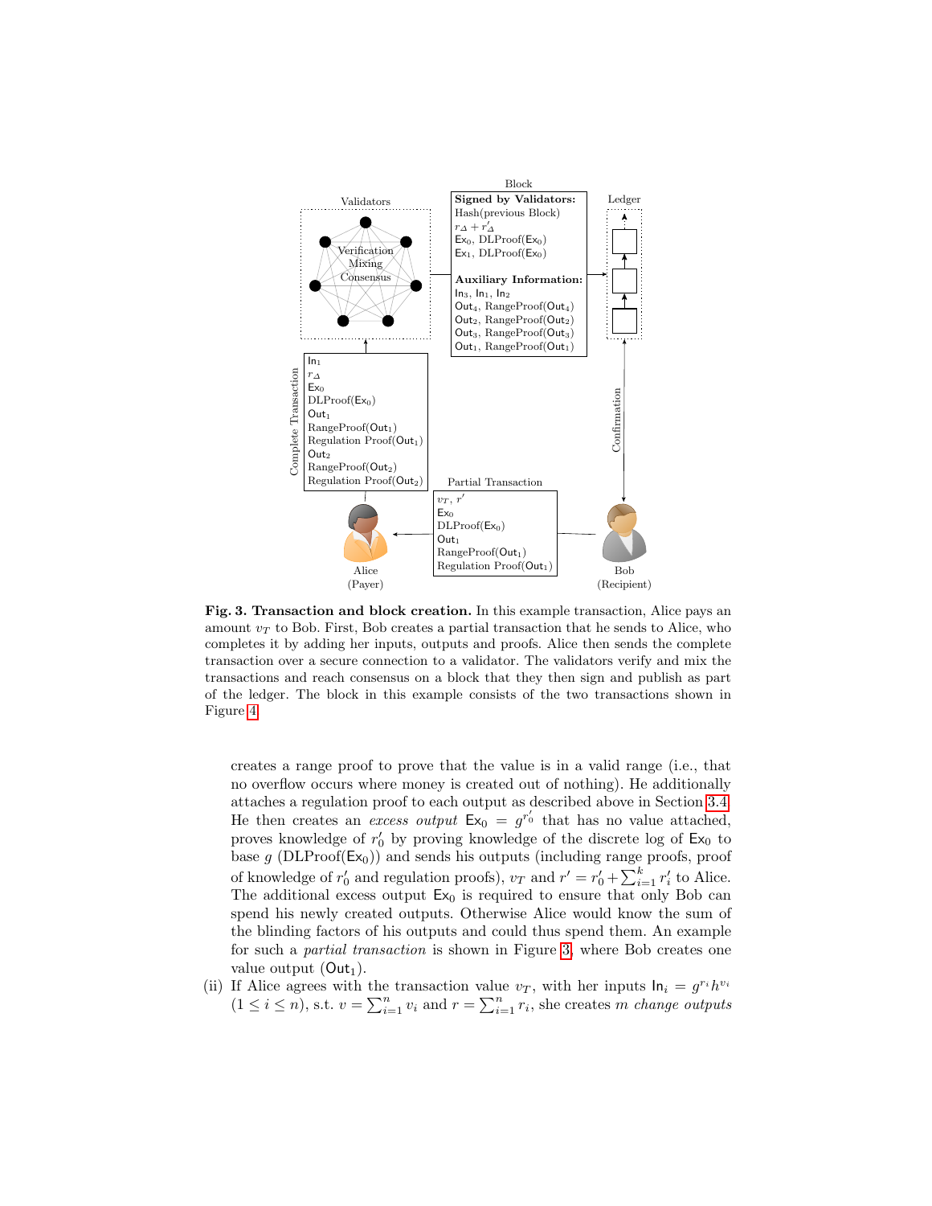**Fig. 3. Transaction and block creation.** In this example transaction, Alice pays an amount $v_T$ to Bob. First, Bob creates a partial transaction that he sends to Alice, who completes it by adding her inputs, outputs and proofs. Alice then sends the complete transaction over a secure connection to a validator. The validators verify and mix the transactions and reach consensus on a block that they then sign and publish as part of the ledger. The block in this example consists of the two transactions shown in Figure 4.

creates a range proof to prove that the value is in a valid range (i.e., that no overflow occurs where money is created out of nothing). He additionally attaches a regulation proof to each output as described above in Section 3.4. He then creates an *excess output* $\mathsf{Ex}_0 = g^{r'_0}$ that has no value attached, proves knowledge of $r'_0$ by proving knowledge of the discrete log of $\mathsf{Ex}_0$ to base $g$ (DLProof($\mathsf{Ex}_0$)) and sends his outputs (including range proofs, proof of knowledge of $r'_0$ and regulation proofs), $v_T$ and $r' = r'_0 + \sum_{i=1}^{k} r'_i$ to Alice. The additional excess output $\mathsf{Ex}_0$ is required to ensure that only Bob can spend his newly created outputs. Otherwise Alice would know the sum of the blinding factors of his outputs and could thus spend them. An example for such a *partial transaction* is shown in Figure 3, where Bob creates one value output ($\mathsf{Out}_1$).

(ii) If Alice agrees with the transaction value $v_T$, with her inputs $\mathsf{In}_i = g^{r_i} h^{v_i}$ $(1 \le i \le n)$, s.t. $v = \sum_{i=1}^{n} v_i$ and $r = \sum_{i=1}^{n} r_i$, she creates $m$ *change outputs*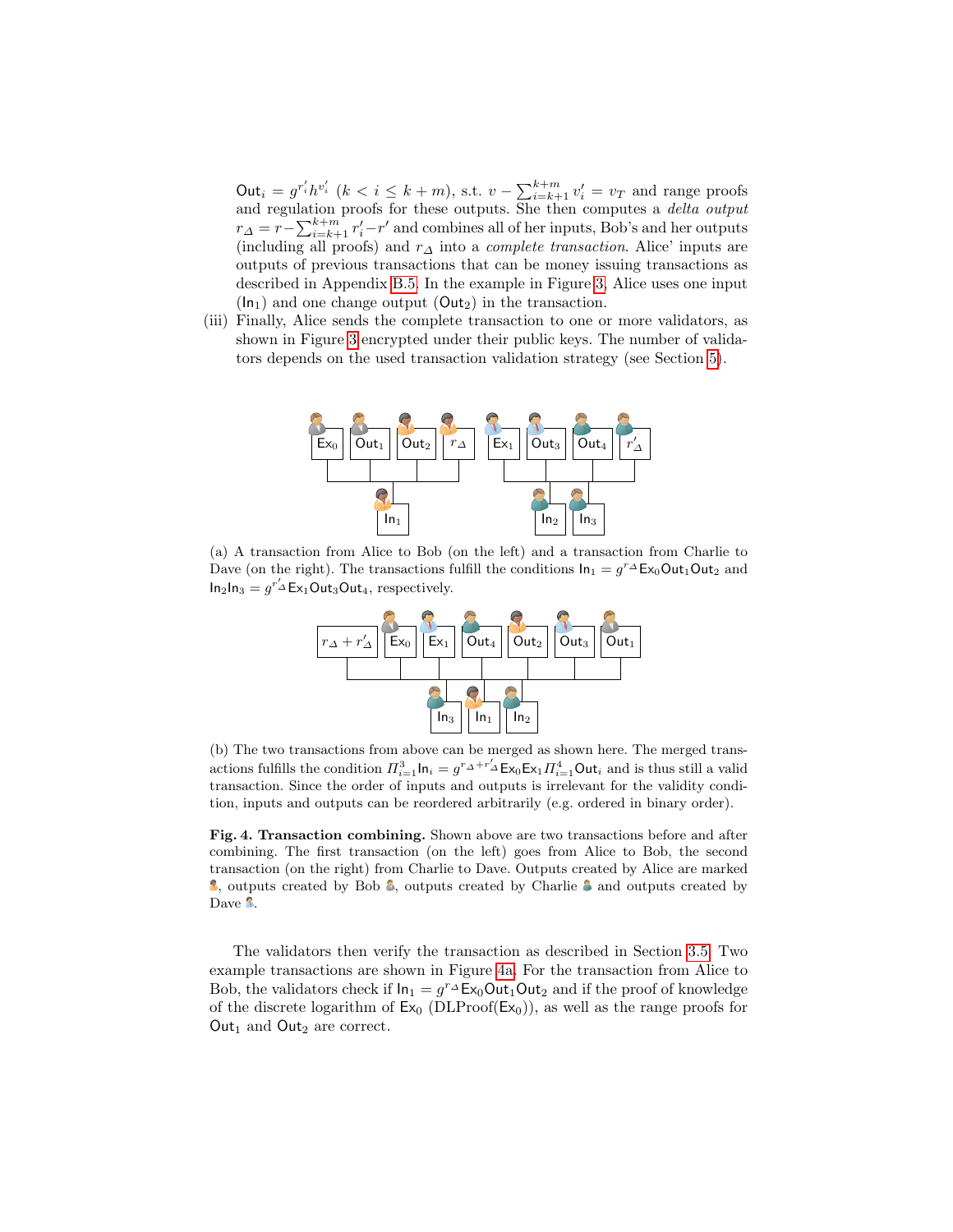$\mathsf{Out}_i = g^{r'_i} h^{v'_i}$ $(k < i \leq k+m)$, s.t. $v - \sum_{i=k+1}^{k+m} v'_i = v_T$ and range proofs and regulation proofs for these outputs. She then computes a *delta output* $r_\Delta = r - \sum_{i=k+1}^{k+m} r'_i - r'$ and combines all of her inputs, Bob's and her outputs (including all proofs) and $r_\Delta$ into a *complete transaction*. Alice' inputs are outputs of previous transactions that can be money issuing transactions as described in Appendix B.5. In the example in Figure 3, Alice uses one input ($\mathsf{In}_1$) and one change output ($\mathsf{Out}_2$) in the transaction.

(iii) Finally, Alice sends the complete transaction to one or more validators, as shown in Figure 3 encrypted under their public keys. The number of validators depends on the used transaction validation strategy (see Section 5).

(a) A transaction from Alice to Bob (on the left) and a transaction from Charlie to Dave (on the right). The transactions fulfill the conditions $\mathsf{In}_1 = g^{r_\Delta} \mathsf{Ex}_0 \mathsf{Out}_1 \mathsf{Out}_2$ and $\mathsf{In}_2 \mathsf{In}_3 = g^{r'_\Delta} \mathsf{Ex}_1 \mathsf{Out}_3 \mathsf{Out}_4$, respectively.

(b) The two transactions from above can be merged as shown here. The merged transactions fulfills the condition $\Pi_{i=1}^{3} \mathsf{In}_i = g^{r_\Delta + r'_\Delta} \mathsf{Ex}_0 \mathsf{Ex}_1 \Pi_{i=1}^{4} \mathsf{Out}_i$ and is thus still a valid transaction. Since the order of inputs and outputs is irrelevant for the validity condition, inputs and outputs can be reordered arbitrarily (e.g. ordered in binary order).

**Fig. 4. Transaction combining.** Shown above are two transactions before and after combining. The first transaction (on the left) goes from Alice to Bob, the second transaction (on the right) from Charlie to Dave. Outputs created by Alice are marked, outputs created by Bob, outputs created by Charlie and outputs created by Dave.

The validators then verify the transaction as described in Section 3.5. Two example transactions are shown in Figure 4a. For the transaction from Alice to Bob, the validators check if $\mathsf{In}_1 = g^{r_\Delta} \mathsf{Ex}_0 \mathsf{Out}_1 \mathsf{Out}_2$ and if the proof of knowledge of the discrete logarithm of $\mathsf{Ex}_0$ (DLProof($\mathsf{Ex}_0$)), as well as the range proofs for $\mathsf{Out}_1$ and $\mathsf{Out}_2$ are correct.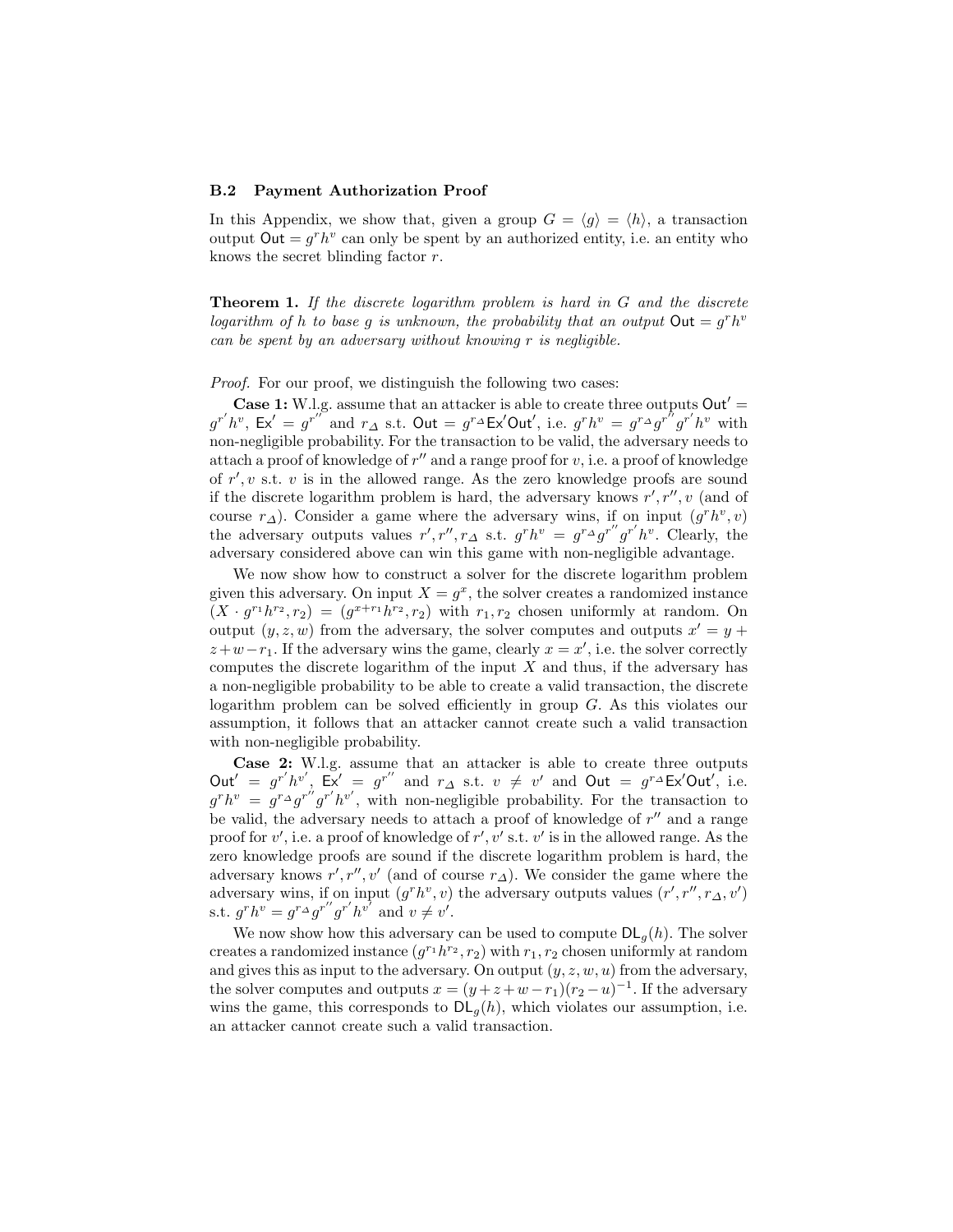### B.2 Payment Authorization Proof

In this Appendix, we show that, given a group $G = \langle g \rangle = \langle h \rangle$, a transaction output $\mathsf{Out} = g^r h^v$ can only be spent by an authorized entity, i.e. an entity who knows the secret blinding factor $r$.

**Theorem 1.** *If the discrete logarithm problem is hard in $G$ and the discrete logarithm of $h$ to base $g$ is unknown, the probability that an output $\mathsf{Out} = g^r h^v$ can be spent by an adversary without knowing $r$ is negligible.*

*Proof.* For our proof, we distinguish the following two cases:

**Case 1:** W.l.g. assume that an attacker is able to create three outputs $\mathsf{Out}' = g^{r'} h^v$, $\mathsf{Ex}' = g^{r''}$ and $r_\Delta$ s.t. $\mathsf{Out} = g^{r_\Delta} \mathsf{Ex}' \mathsf{Out}'$, i.e. $g^r h^v = g^{r_\Delta} g^{r''} g^{r'} h^v$ with non-negligible probability. For the transaction to be valid, the adversary needs to attach a proof of knowledge of $r''$ and a range proof for $v$, i.e. a proof of knowledge of $r', v$ s.t. $v$ is in the allowed range. As the zero knowledge proofs are sound if the discrete logarithm problem is hard, the adversary knows $r', r'', v$ (and of course $r_\Delta$). Consider a game where the adversary wins, if on input $(g^r h^v, v)$ the adversary outputs values $r', r'', r_\Delta$ s.t. $g^r h^v = g^{r_\Delta} g^{r''} g^{r'} h^v$. Clearly, the adversary considered above can win this game with non-negligible advantage.

We now show how to construct a solver for the discrete logarithm problem given this adversary. On input $X = g^x$, the solver creates a randomized instance $(X \cdot g^{r_1} h^{r_2}, r_2) = (g^{x+r_1} h^{r_2}, r_2)$ with $r_1, r_2$ chosen uniformly at random. On output $(y, z, w)$ from the adversary, the solver computes and outputs $x' = y + z + w - r_1$. If the adversary wins the game, clearly $x = x'$, i.e. the solver correctly computes the discrete logarithm of the input $X$ and thus, if the adversary has a non-negligible probability to be able to create a valid transaction, the discrete logarithm problem can be solved efficiently in group $G$. As this violates our assumption, it follows that an attacker cannot create such a valid transaction with non-negligible probability.

**Case 2:** W.l.g. assume that an attacker is able to create three outputs $\mathsf{Out}' = g^{r'} h^{v'}$, $\mathsf{Ex}' = g^{r''}$ and $r_\Delta$ s.t. $v \neq v'$ and $\mathsf{Out} = g^{r_\Delta} \mathsf{Ex}' \mathsf{Out}'$, i.e. $g^r h^v = g^{r_\Delta} g^{r''} g^{r'} h^{v'}$, with non-negligible probability. For the transaction to be valid, the adversary needs to attach a proof of knowledge of $r''$ and a range proof for $v'$, i.e. a proof of knowledge of $r', v'$ s.t. $v'$ is in the allowed range. As the zero knowledge proofs are sound if the discrete logarithm problem is hard, the adversary knows $r', r'', v'$ (and of course $r_\Delta$). We consider the game where the adversary wins, if on input $(g^r h^v, v)$ the adversary outputs values $(r', r'', r_\Delta, v')$ s.t. $g^r h^v = g^{r_\Delta} g^{r''} g^{r'} h^{v'}$ and $v \neq v'$.

We now show how this adversary can be used to compute $\mathsf{DL}_g(h)$. The solver creates a randomized instance $(g^{r_1} h^{r_2}, r_2)$ with $r_1, r_2$ chosen uniformly at random and gives this as input to the adversary. On output $(y, z, w, u)$ from the adversary, the solver computes and outputs $x = (y + z + w - r_1)(r_2 - u)^{-1}$. If the adversary wins the game, this corresponds to $\mathsf{DL}_g(h)$, which violates our assumption, i.e. an attacker cannot create such a valid transaction.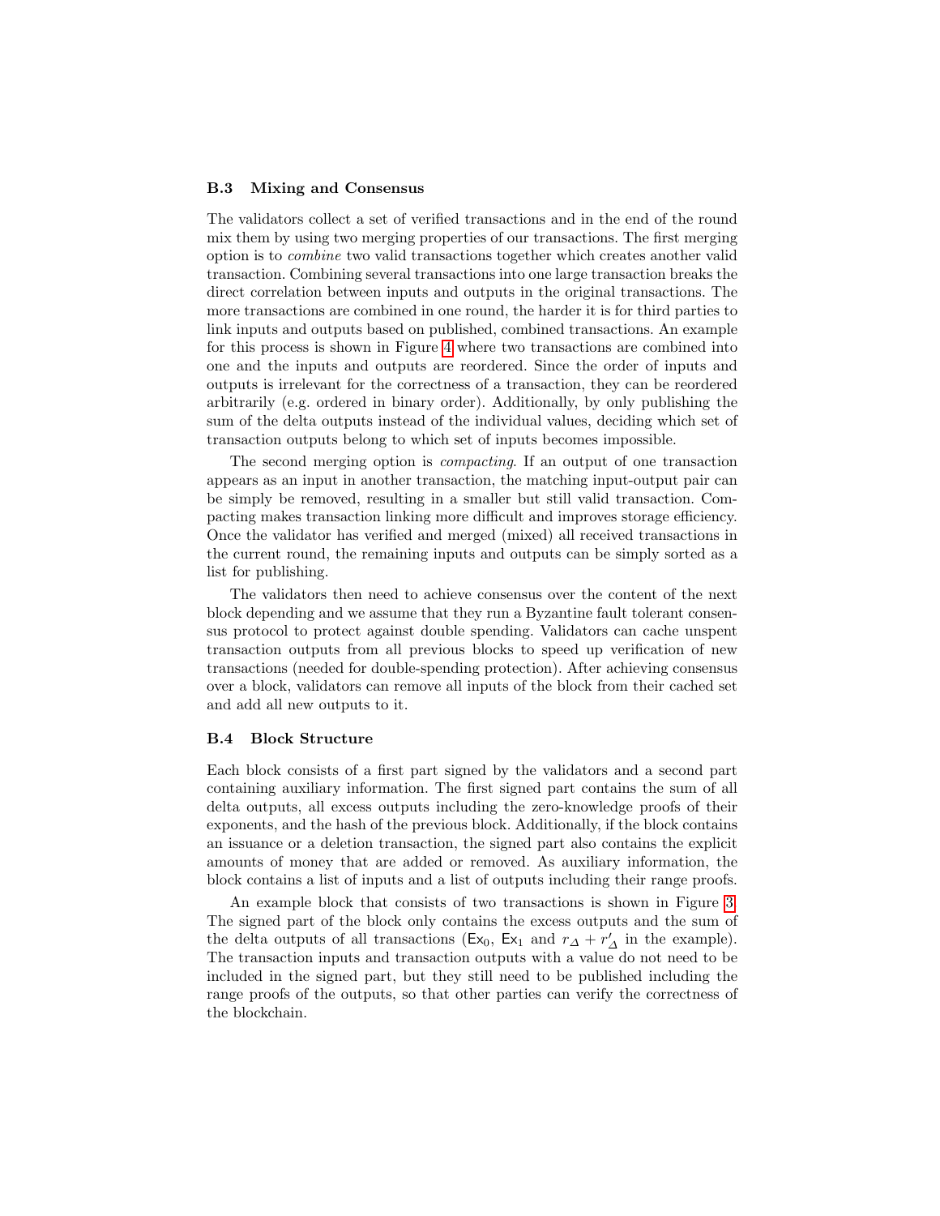### B.3 Mixing and Consensus

The validators collect a set of verified transactions and in the end of the round mix them by using two merging properties of our transactions. The first merging option is to *combine* two valid transactions together which creates another valid transaction. Combining several transactions into one large transaction breaks the direct correlation between inputs and outputs in the original transactions. The more transactions are combined in one round, the harder it is for third parties to link inputs and outputs based on published, combined transactions. An example for this process is shown in Figure 4 where two transactions are combined into one and the inputs and outputs are reordered. Since the order of inputs and outputs is irrelevant for the correctness of a transaction, they can be reordered arbitrarily (e.g. ordered in binary order). Additionally, by only publishing the sum of the delta outputs instead of the individual values, deciding which set of transaction outputs belong to which set of inputs becomes impossible.

The second merging option is *compacting*. If an output of one transaction appears as an input in another transaction, the matching input-output pair can be simply be removed, resulting in a smaller but still valid transaction. Compacting makes transaction linking more difficult and improves storage efficiency. Once the validator has verified and merged (mixed) all received transactions in the current round, the remaining inputs and outputs can be simply sorted as a list for publishing.

The validators then need to achieve consensus over the content of the next block depending and we assume that they run a Byzantine fault tolerant consensus protocol to protect against double spending. Validators can cache unspent transaction outputs from all previous blocks to speed up verification of new transactions (needed for double-spending protection). After achieving consensus over a block, validators can remove all inputs of the block from their cached set and add all new outputs to it.

### B.4 Block Structure

Each block consists of a first part signed by the validators and a second part containing auxiliary information. The first signed part contains the sum of all delta outputs, all excess outputs including the zero-knowledge proofs of their exponents, and the hash of the previous block. Additionally, if the block contains an issuance or a deletion transaction, the signed part also contains the explicit amounts of money that are added or removed. As auxiliary information, the block contains a list of inputs and a list of outputs including their range proofs.

An example block that consists of two transactions is shown in Figure 3. The signed part of the block only contains the excess outputs and the sum of the delta outputs of all transactions ($\mathsf{Ex}_0$, $\mathsf{Ex}_1$ and $r_\Delta + r'_\Delta$ in the example). The transaction inputs and transaction outputs with a value do not need to be included in the signed part, but they still need to be published including the range proofs of the outputs, so that other parties can verify the correctness of the blockchain.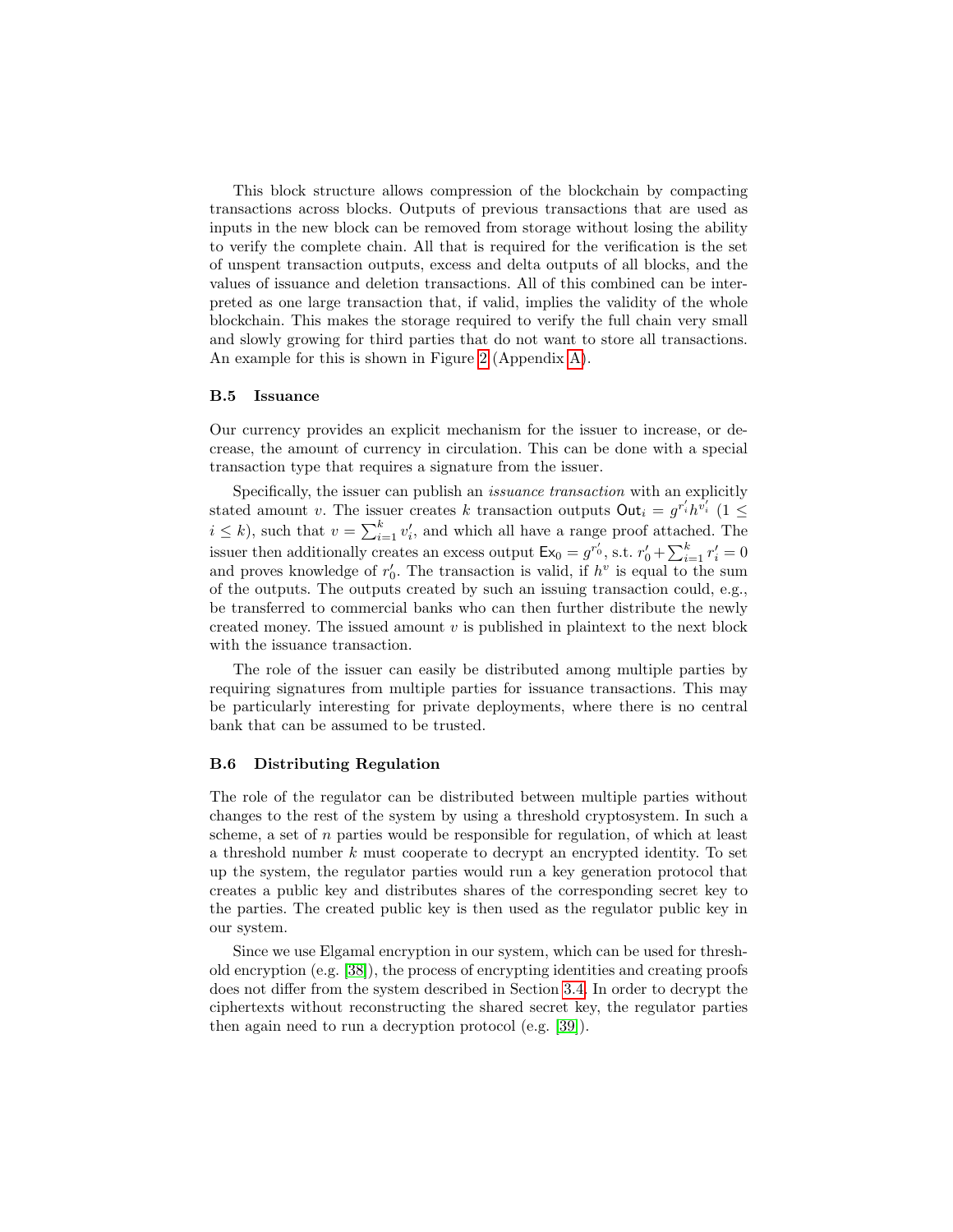This block structure allows compression of the blockchain by compacting transactions across blocks. Outputs of previous transactions that are used as inputs in the new block can be removed from storage without losing the ability to verify the complete chain. All that is required for the verification is the set of unspent transaction outputs, excess and delta outputs of all blocks, and the values of issuance and deletion transactions. All of this combined can be interpreted as one large transaction that, if valid, implies the validity of the whole blockchain. This makes the storage required to verify the full chain very small and slowly growing for third parties that do not want to store all transactions. An example for this is shown in Figure 2 (Appendix A).

### B.5 Issuance

Our currency provides an explicit mechanism for the issuer to increase, or decrease, the amount of currency in circulation. This can be done with a special transaction type that requires a signature from the issuer.

Specifically, the issuer can publish an *issuance transaction* with an explicitly stated amount $v$. The issuer creates $k$ transaction outputs $\mathsf{Out}_i = g^{r'_i} h^{v'_i}$ ($1 \leq i \leq k$), such that $v = \sum_{i=1}^{k} v'_i$, and which all have a range proof attached. The issuer then additionally creates an excess output $\mathsf{Ex}_0 = g^{r'_0}$, s.t. $r'_0 + \sum_{i=1}^{k} r'_i = 0$ and proves knowledge of $r'_0$. The transaction is valid, if $h^v$ is equal to the sum of the outputs. The outputs created by such an issuing transaction could, e.g., be transferred to commercial banks who can then further distribute the newly created money. The issued amount $v$ is published in plaintext to the next block with the issuance transaction.

The role of the issuer can easily be distributed among multiple parties by requiring signatures from multiple parties for issuance transactions. This may be particularly interesting for private deployments, where there is no central bank that can be assumed to be trusted.

### B.6 Distributing Regulation

The role of the regulator can be distributed between multiple parties without changes to the rest of the system by using a threshold cryptosystem. In such a scheme, a set of $n$ parties would be responsible for regulation, of which at least a threshold number $k$ must cooperate to decrypt an encrypted identity. To set up the system, the regulator parties would run a key generation protocol that creates a public key and distributes shares of the corresponding secret key to the parties. The created public key is then used as the regulator public key in our system.

Since we use Elgamal encryption in our system, which can be used for threshold encryption (e.g. [38]), the process of encrypting identities and creating proofs does not differ from the system described in Section 3.4. In order to decrypt the ciphertexts without reconstructing the shared secret key, the regulator parties then again need to run a decryption protocol (e.g. [39]).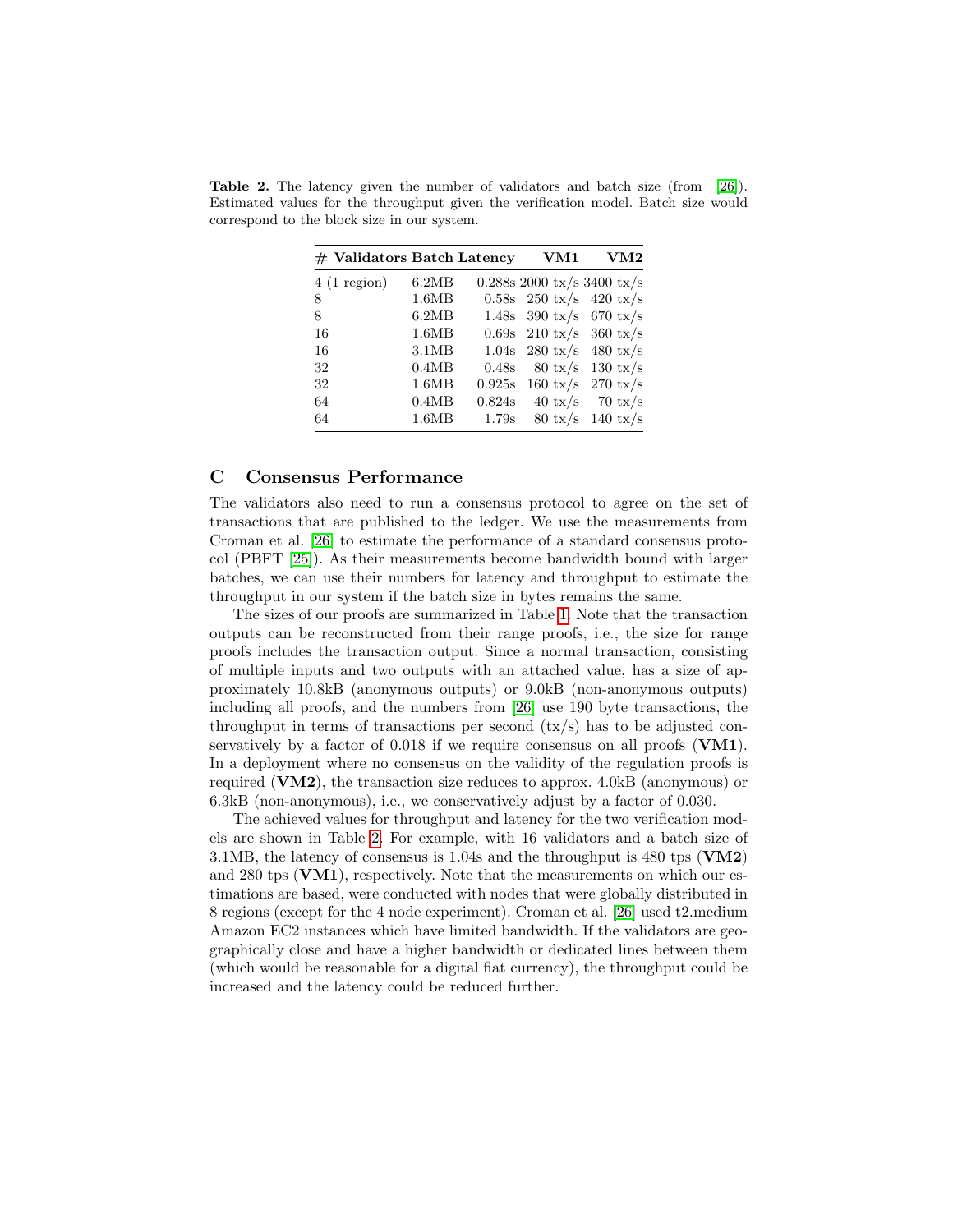**Table 2.** The latency given the number of validators and batch size (from [26]). Estimated values for the throughput given the verification model. Batch size would correspond to the block size in our system.

| # Validators | Batch | Latency | VM1 | VM2 |
|---|---|---|---|---|
| 4 (1 region) | 6.2MB | 0.288s | 2000 tx/s | 3400 tx/s |
| 8 | 1.6MB | 0.58s | 250 tx/s | 420 tx/s |
| 8 | 6.2MB | 1.48s | 390 tx/s | 670 tx/s |
| 16 | 1.6MB | 0.69s | 210 tx/s | 360 tx/s |
| 16 | 3.1MB | 1.04s | 280 tx/s | 480 tx/s |
| 32 | 0.4MB | 0.48s | 80 tx/s | 130 tx/s |
| 32 | 1.6MB | 0.925s | 160 tx/s | 270 tx/s |
| 64 | 0.4MB | 0.824s | 40 tx/s | 70 tx/s |
| 64 | 1.6MB | 1.79s | 80 tx/s | 140 tx/s |

## C Consensus Performance

The validators also need to run a consensus protocol to agree on the set of transactions that are published to the ledger. We use the measurements from Croman et al. [26] to estimate the performance of a standard consensus protocol (PBFT [25]). As their measurements become bandwidth bound with larger batches, we can use their numbers for latency and throughput to estimate the throughput in our system if the batch size in bytes remains the same.

The sizes of our proofs are summarized in Table 1. Note that the transaction outputs can be reconstructed from their range proofs, i.e., the size for range proofs includes the transaction output. Since a normal transaction, consisting of multiple inputs and two outputs with an attached value, has a size of approximately 10.8kB (anonymous outputs) or 9.0kB (non-anonymous outputs) including all proofs, and the numbers from [26] use 190 byte transactions, the throughput in terms of transactions per second (tx/s) has to be adjusted conservatively by a factor of 0.018 if we require consensus on all proofs (**VM1**). In a deployment where no consensus on the validity of the regulation proofs is required (**VM2**), the transaction size reduces to approx. 4.0kB (anonymous) or 6.3kB (non-anonymous), i.e., we conservatively adjust by a factor of 0.030.

The achieved values for throughput and latency for the two verification models are shown in Table 2. For example, with 16 validators and a batch size of 3.1MB, the latency of consensus is 1.04s and the throughput is 480 tps (**VM2**) and 280 tps (**VM1**), respectively. Note that the measurements on which our estimations are based, were conducted with nodes that were globally distributed in 8 regions (except for the 4 node experiment). Croman et al. [26] used t2.medium Amazon EC2 instances which have limited bandwidth. If the validators are geographically close and have a higher bandwidth or dedicated lines between them (which would be reasonable for a digital fiat currency), the throughput could be increased and the latency could be reduced further.